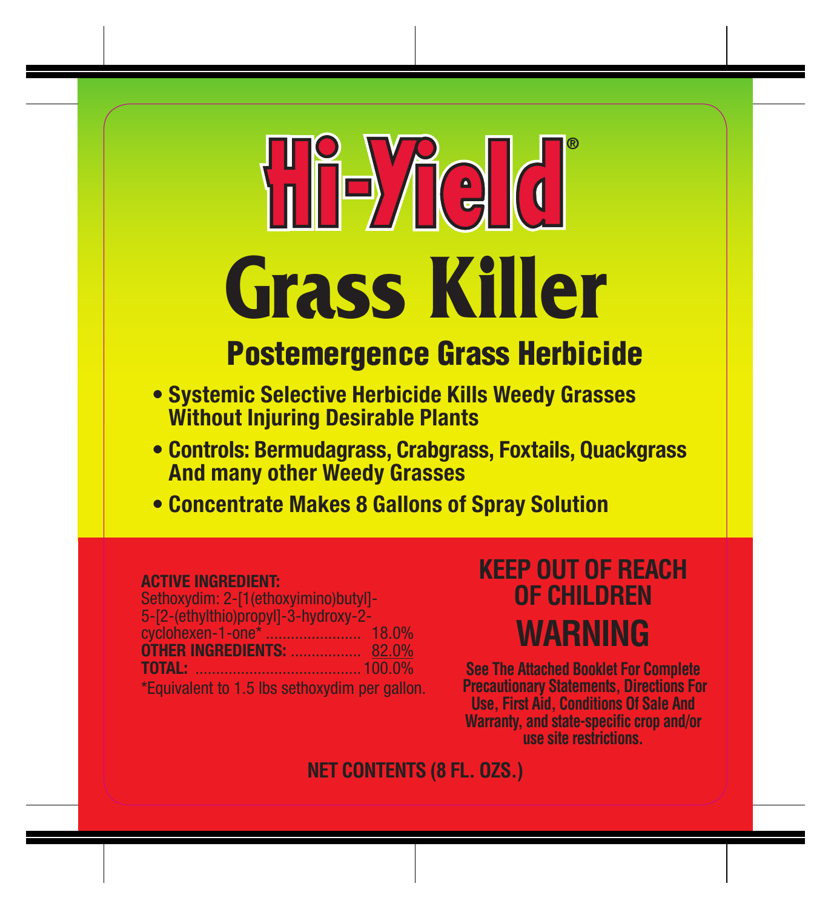# Hi-Yield®

# Grass Killer

## Postemergence Grass Herbicide

- **Systemic Selective Herbicide Kills Weedy Grasses Without Injuring Desirable Plants**
- **Controls: Bermudagrass, Crabgrass, Foxtails, Quackgrass And many other Weedy Grasses**
- **Concentrate Makes 8 Gallons of Spray Solution**

**ACTIVE INGREDIENT:**

| | |
|---|---|
| Sethoxydim: 2-[1(ethoxyimino)butyl]-5-[2-(ethylthio)propyl]-3-hydroxy-2-cyclohexen-1-one* | 18.0% |
| **OTHER INGREDIENTS:** | 82.0% |
| **TOTAL:** | 100.0% |

*Equivalent to 1.5 lbs sethoxydim per gallon.

**KEEP OUT OF REACH OF CHILDREN**

**WARNING**

**See The Attached Booklet For Complete Precautionary Statements, Directions For Use, First Aid, Conditions Of Sale And Warranty, and state-specific crop and/or use site restrictions.**

**NET CONTENTS (8 FL. OZS.)**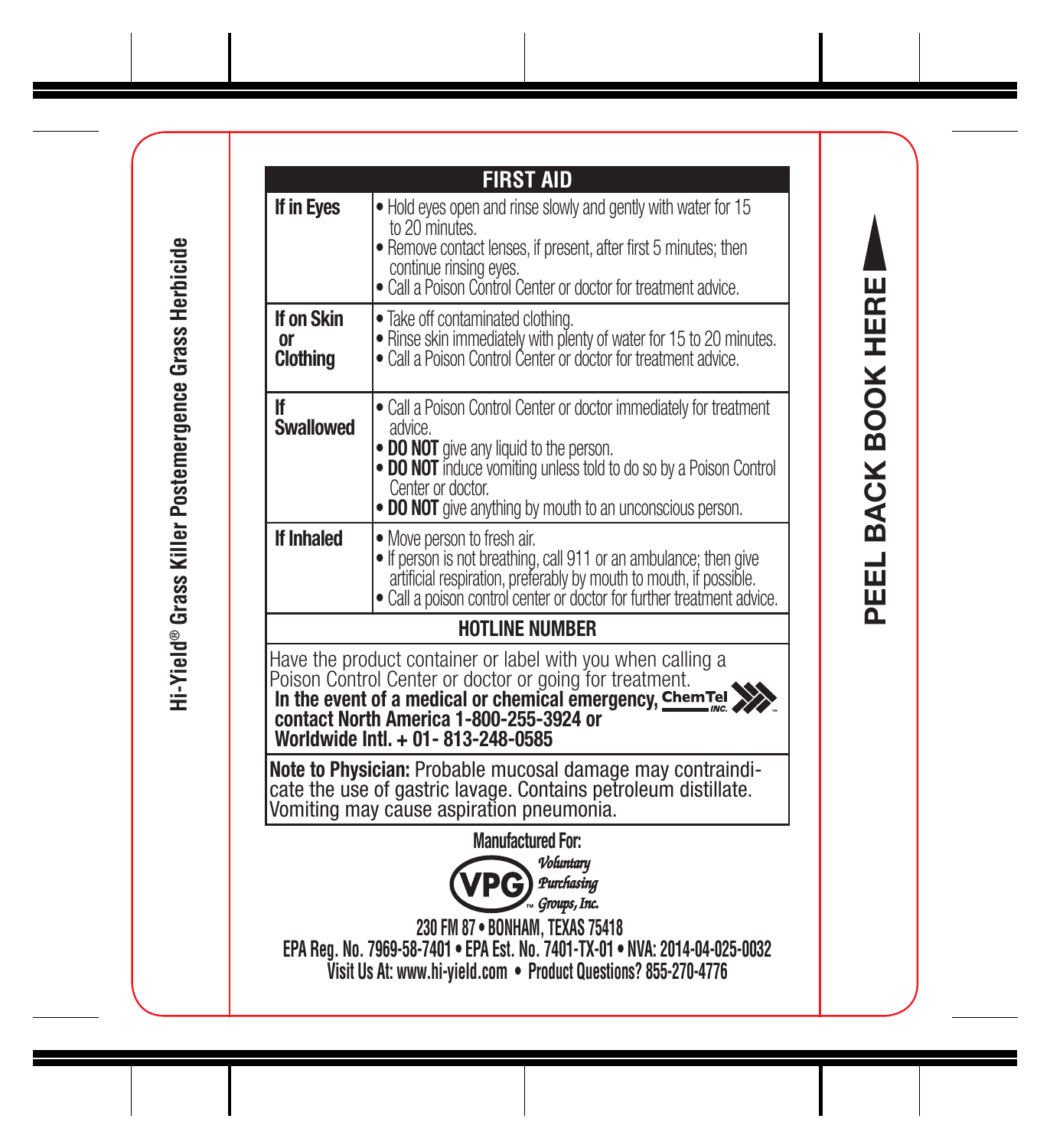Hi-Yield® Grass Killer Postemergence Grass Herbicide

PEEL BACK BOOK HERE

## FIRST AID

| | |
|---|---|
| **If in Eyes** | • Hold eyes open and rinse slowly and gently with water for 15 to 20 minutes.<br>• Remove contact lenses, if present, after first 5 minutes; then continue rinsing eyes.<br>• Call a Poison Control Center or doctor for treatment advice. |
| **If on Skin or Clothing** | • Take off contaminated clothing.<br>• Rinse skin immediately with plenty of water for 15 to 20 minutes.<br>• Call a Poison Control Center or doctor for treatment advice. |
| **If Swallowed** | • Call a Poison Control Center or doctor immediately for treatment advice.<br>• **DO NOT** give any liquid to the person.<br>• **DO NOT** induce vomiting unless told to do so by a Poison Control Center or doctor.<br>• **DO NOT** give anything by mouth to an unconscious person. |
| **If Inhaled** | • Move person to fresh air.<br>• If person is not breathing, call 911 or an ambulance; then give artificial respiration, preferably by mouth to mouth, if possible.<br>• Call a poison control center or doctor for further treatment advice. |

## HOTLINE NUMBER

Have the product container or label with you when calling a Poison Control Center or doctor or going for treatment.
**In the event of a medical or chemical emergency, ChemTel INC. contact North America 1-800-255-3924 or Worldwide Intl. + 01- 813-248-0585**

**Note to Physician:** Probable mucosal damage may contraindicate the use of gastric lavage. Contains petroleum distillate. Vomiting may cause aspiration pneumonia.

**Manufactured For:**

VPG™ *Voluntary Purchasing Groups, Inc.*

**230 FM 87 • BONHAM, TEXAS 75418**
**EPA Reg. No. 7969-58-7401 • EPA Est. No. 7401-TX-01 • NVA: 2014-04-025-0032**
**Visit Us At: www.hi-yield.com • Product Questions? 855-270-4776**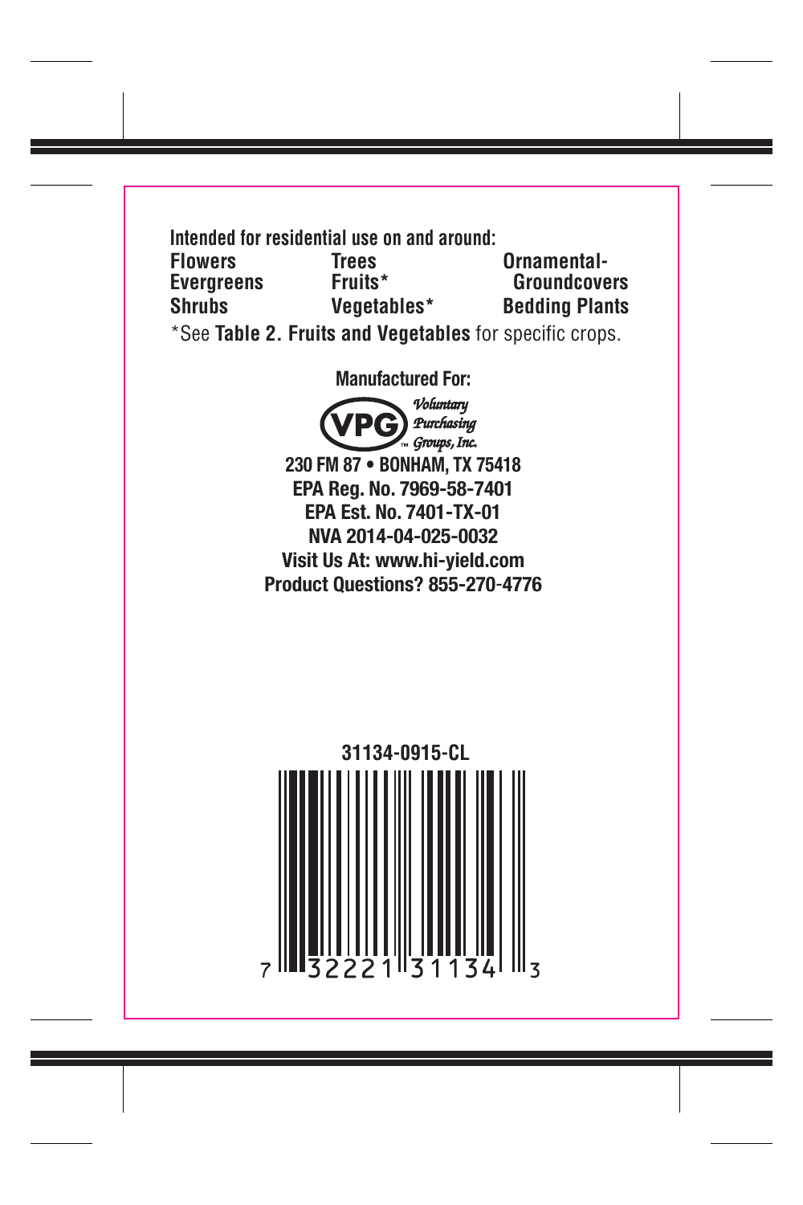**Intended for residential use on and around:**

| | | |
|---|---|---|
| **Flowers** | **Trees** | **Ornamental-Groundcovers** |
| **Evergreens** | **Fruits*** | |
| **Shrubs** | **Vegetables*** | **Bedding Plants** |

*See **Table 2. Fruits and Vegetables** for specific crops.

**Manufactured For:**

VPG Voluntary Purchasing Groups, Inc.

**230 FM 87 • BONHAM, TX 75418**
**EPA Reg. No. 7969-58-7401**
**EPA Est. No. 7401-TX-01**
**NVA 2014-04-025-0032**
**Visit Us At: www.hi-yield.com**
**Product Questions? 855-270-4776**

**31134-0915-CL**

7 32221 31134 3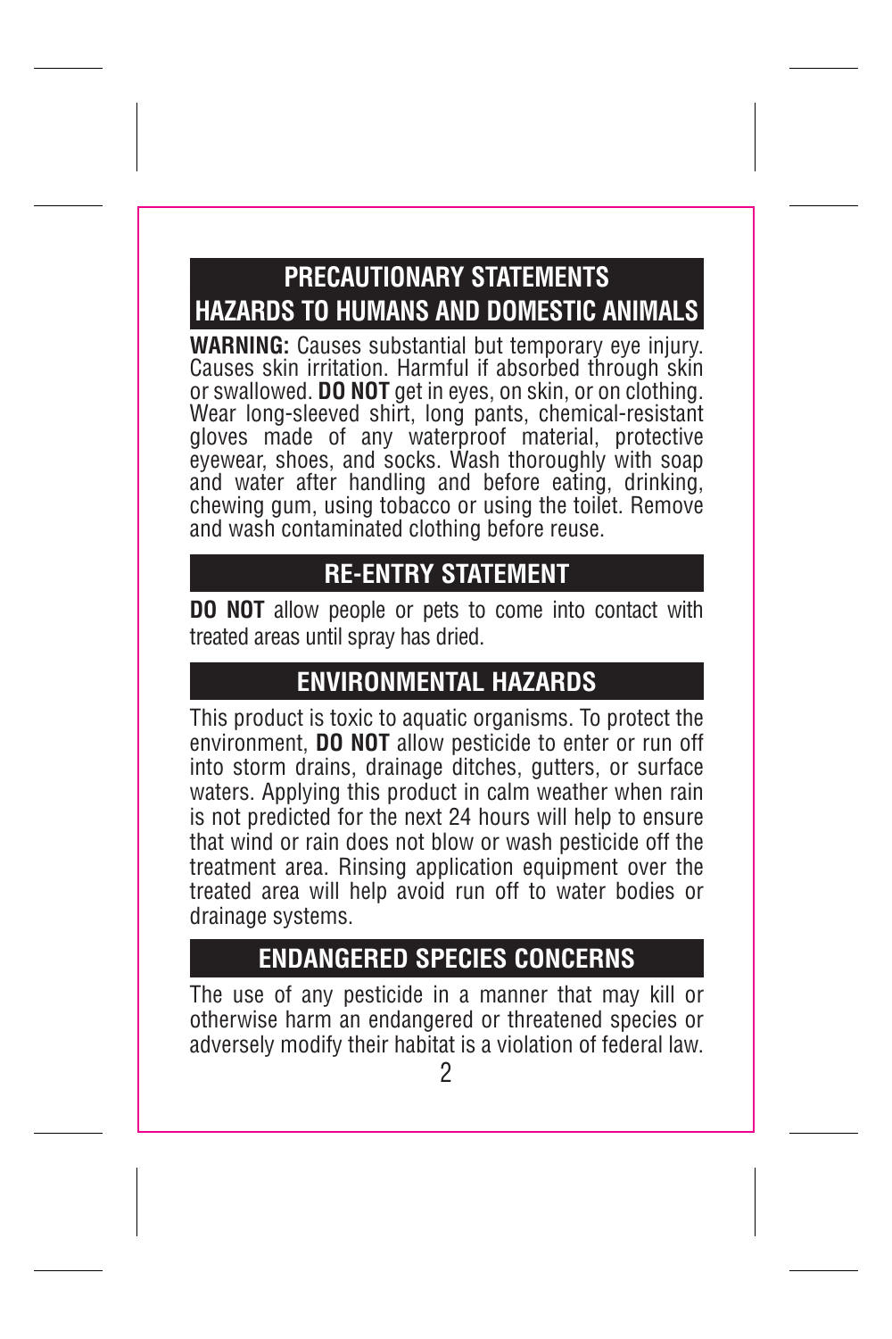## PRECAUTIONARY STATEMENTS
## HAZARDS TO HUMANS AND DOMESTIC ANIMALS

**WARNING:** Causes substantial but temporary eye injury. Causes skin irritation. Harmful if absorbed through skin or swallowed. **DO NOT** get in eyes, on skin, or on clothing. Wear long-sleeved shirt, long pants, chemical-resistant gloves made of any waterproof material, protective eyewear, shoes, and socks. Wash thoroughly with soap and water after handling and before eating, drinking, chewing gum, using tobacco or using the toilet. Remove and wash contaminated clothing before reuse.

## RE-ENTRY STATEMENT

**DO NOT** allow people or pets to come into contact with treated areas until spray has dried.

## ENVIRONMENTAL HAZARDS

This product is toxic to aquatic organisms. To protect the environment, **DO NOT** allow pesticide to enter or run off into storm drains, drainage ditches, gutters, or surface waters. Applying this product in calm weather when rain is not predicted for the next 24 hours will help to ensure that wind or rain does not blow or wash pesticide off the treatment area. Rinsing application equipment over the treated area will help avoid run off to water bodies or drainage systems.

## ENDANGERED SPECIES CONCERNS

The use of any pesticide in a manner that may kill or otherwise harm an endangered or threatened species or adversely modify their habitat is a violation of federal law.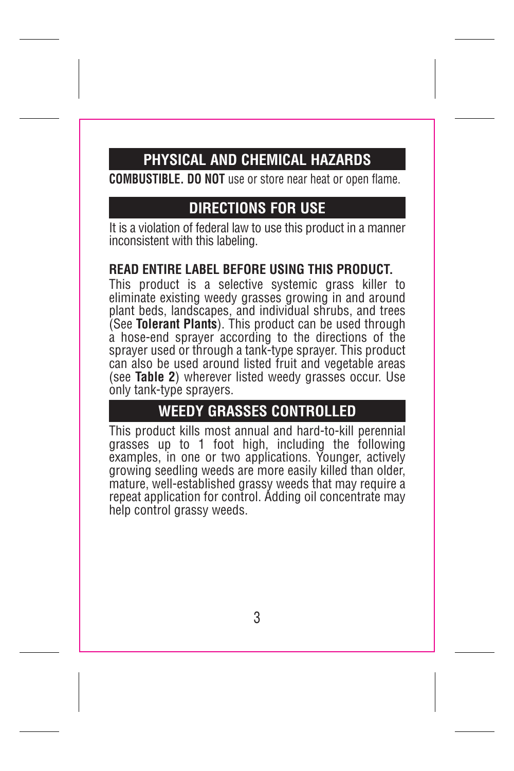## PHYSICAL AND CHEMICAL HAZARDS

**COMBUSTIBLE. DO NOT** use or store near heat or open flame.

## DIRECTIONS FOR USE

It is a violation of federal law to use this product in a manner inconsistent with this labeling.

**READ ENTIRE LABEL BEFORE USING THIS PRODUCT.**

This product is a selective systemic grass killer to eliminate existing weedy grasses growing in and around plant beds, landscapes, and individual shrubs, and trees (See **Tolerant Plants**). This product can be used through a hose-end sprayer according to the directions of the sprayer used or through a tank-type sprayer. This product can also be used around listed fruit and vegetable areas (see **Table 2**) wherever listed weedy grasses occur. Use only tank-type sprayers.

## WEEDY GRASSES CONTROLLED

This product kills most annual and hard-to-kill perennial grasses up to 1 foot high, including the following examples, in one or two applications. Younger, actively growing seedling weeds are more easily killed than older, mature, well-established grassy weeds that may require a repeat application for control. Adding oil concentrate may help control grassy weeds.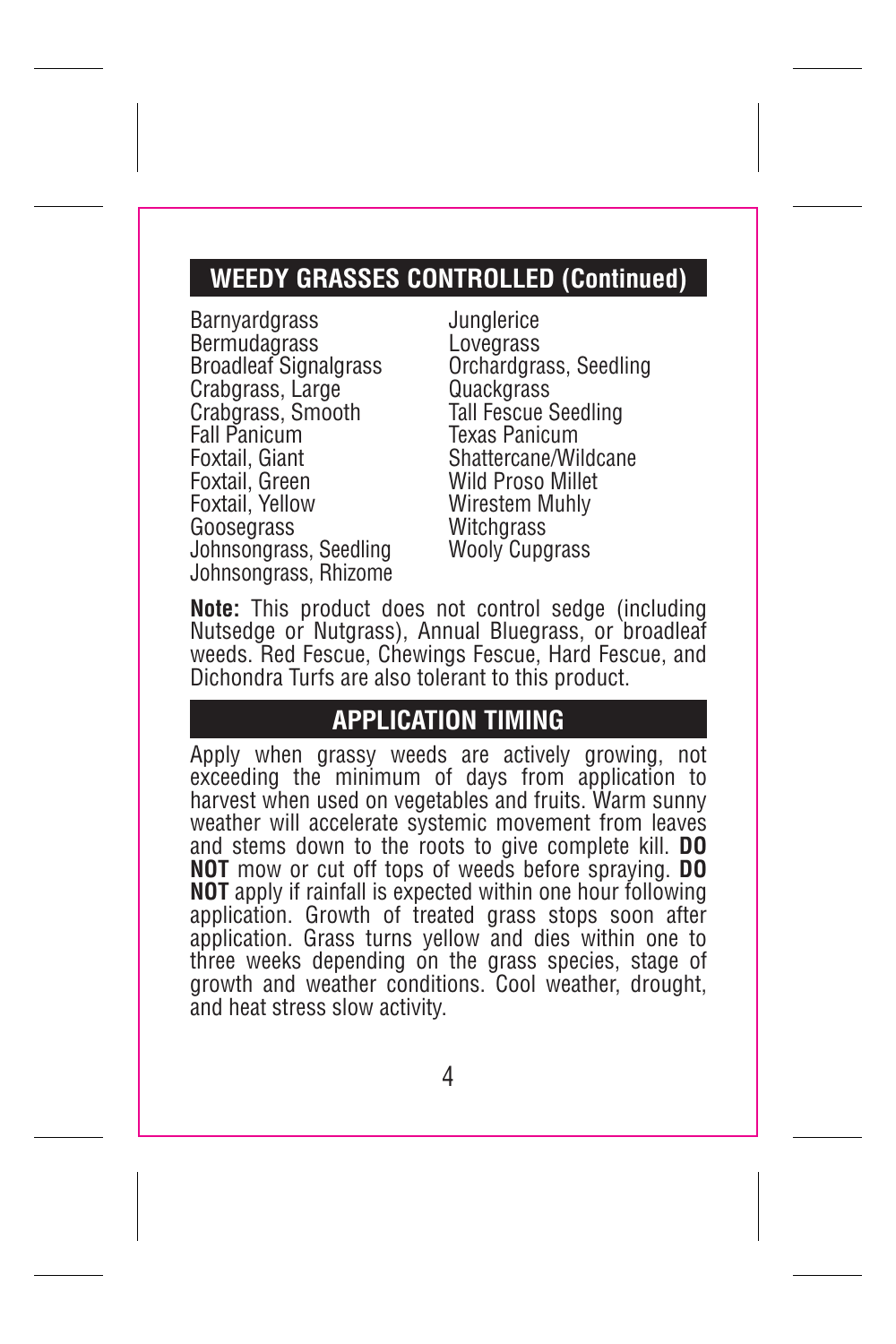## WEEDY GRASSES CONTROLLED (Continued)

Barnyardgrass
Bermudagrass
Broadleaf Signalgrass
Crabgrass, Large
Crabgrass, Smooth
Fall Panicum
Foxtail, Giant
Foxtail, Green
Foxtail, Yellow
Goosegrass
Johnsongrass, Seedling
Johnsongrass, Rhizome
Junglerice
Lovegrass
Orchardgrass, Seedling
Quackgrass
Tall Fescue Seedling
Texas Panicum
Shattercane/Wildcane
Wild Proso Millet
Wirestem Muhly
Witchgrass
Wooly Cupgrass

**Note:** This product does not control sedge (including Nutsedge or Nutgrass), Annual Bluegrass, or broadleaf weeds. Red Fescue, Chewings Fescue, Hard Fescue, and Dichondra Turfs are also tolerant to this product.

## APPLICATION TIMING

Apply when grassy weeds are actively growing, not exceeding the minimum of days from application to harvest when used on vegetables and fruits. Warm sunny weather will accelerate systemic movement from leaves and stems down to the roots to give complete kill. **DO NOT** mow or cut off tops of weeds before spraying. **DO NOT** apply if rainfall is expected within one hour following application. Growth of treated grass stops soon after application. Grass turns yellow and dies within one to three weeks depending on the grass species, stage of growth and weather conditions. Cool weather, drought, and heat stress slow activity.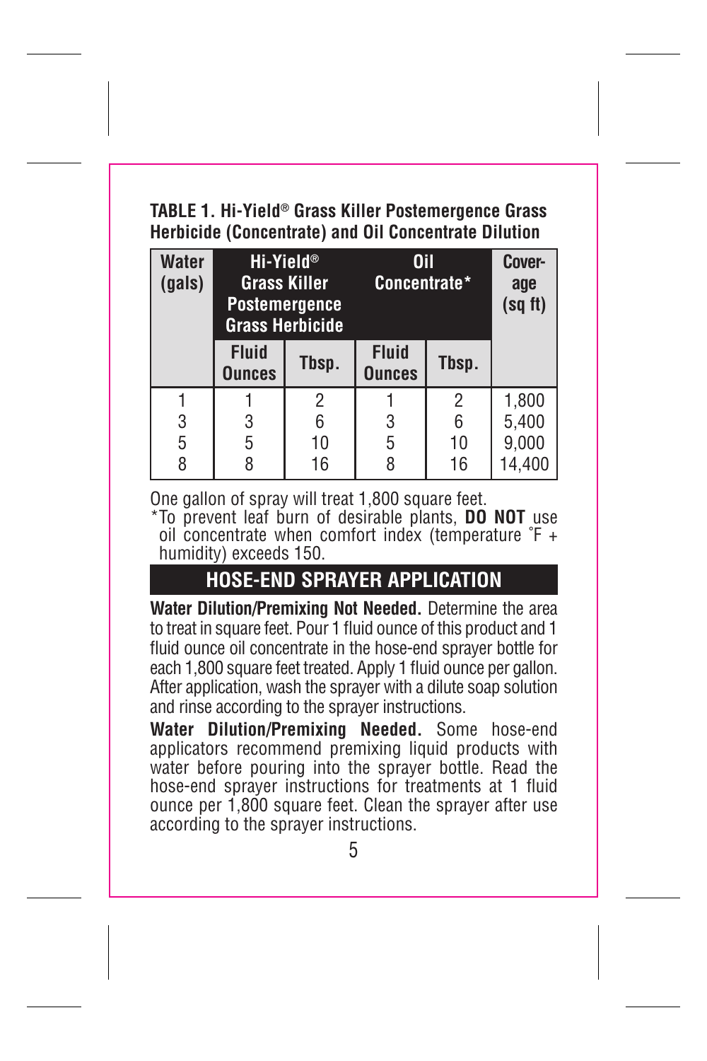**TABLE 1. Hi-Yield® Grass Killer Postemergence Grass Herbicide (Concentrate) and Oil Concentrate Dilution**

| Water (gals) | Hi-Yield® Grass Killer Postemergence Grass Herbicide | | Oil Concentrate* | | Coverage (sq ft) |
|---|---|---|---|---|---|
| | Fluid Ounces | Tbsp. | Fluid Ounces | Tbsp. | |
| 1 | 1 | 2 | 1 | 2 | 1,800 |
| 3 | 3 | 6 | 3 | 6 | 5,400 |
| 5 | 5 | 10 | 5 | 10 | 9,000 |
| 8 | 8 | 16 | 8 | 16 | 14,400 |

One gallon of spray will treat 1,800 square feet.

*To prevent leaf burn of desirable plants, **DO NOT** use oil concentrate when comfort index (temperature ˚F + humidity) exceeds 150.

## HOSE-END SPRAYER APPLICATION

**Water Dilution/Premixing Not Needed.** Determine the area to treat in square feet. Pour 1 fluid ounce of this product and 1 fluid ounce oil concentrate in the hose-end sprayer bottle for each 1,800 square feet treated. Apply 1 fluid ounce per gallon. After application, wash the sprayer with a dilute soap solution and rinse according to the sprayer instructions.

**Water Dilution/Premixing Needed.** Some hose-end applicators recommend premixing liquid products with water before pouring into the sprayer bottle. Read the hose-end sprayer instructions for treatments at 1 fluid ounce per 1,800 square feet. Clean the sprayer after use according to the sprayer instructions.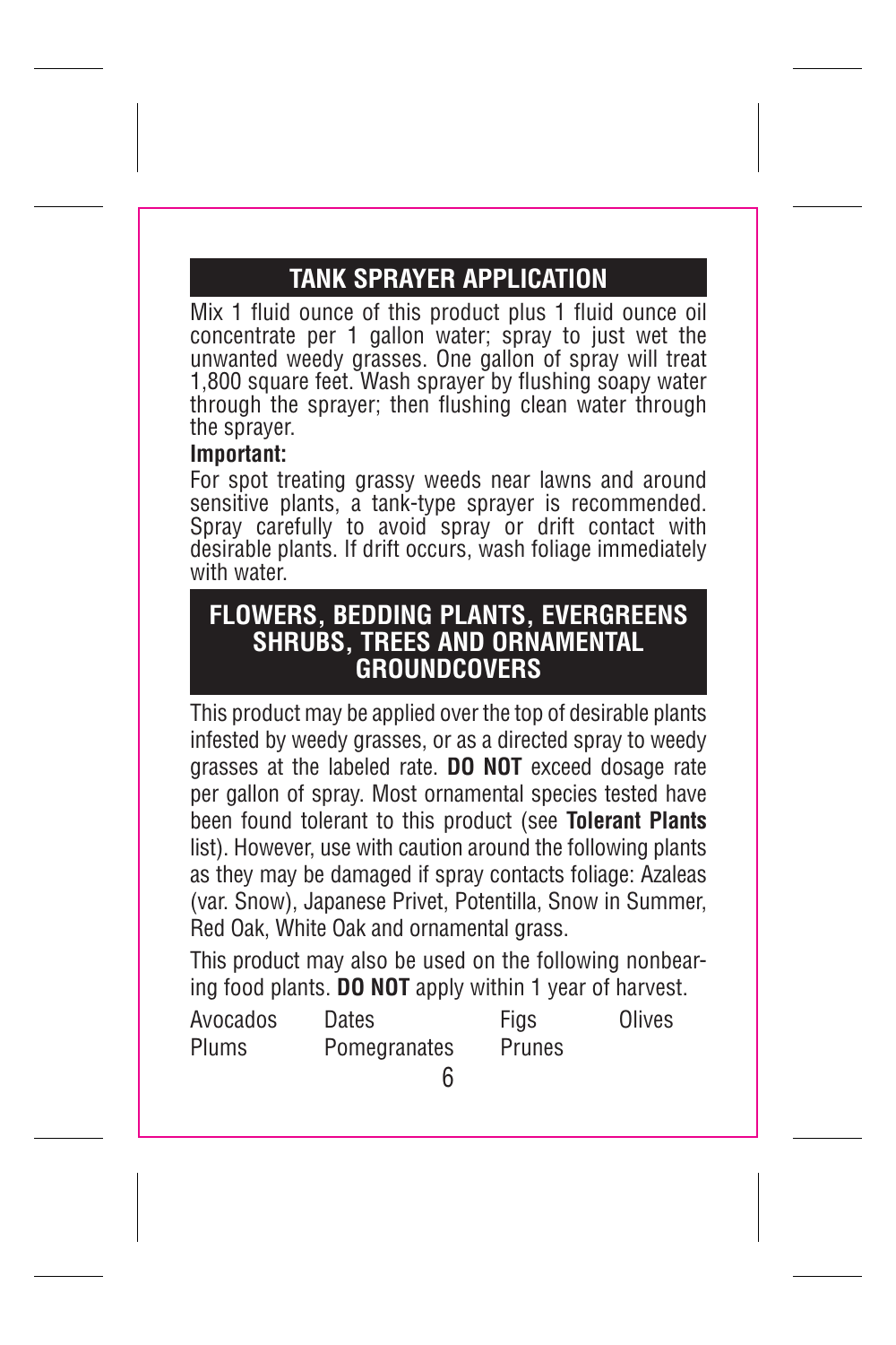## TANK SPRAYER APPLICATION

Mix 1 fluid ounce of this product plus 1 fluid ounce oil concentrate per 1 gallon water; spray to just wet the unwanted weedy grasses. One gallon of spray will treat 1,800 square feet. Wash sprayer by flushing soapy water through the sprayer; then flushing clean water through the sprayer.

**Important:**

For spot treating grassy weeds near lawns and around sensitive plants, a tank-type sprayer is recommended. Spray carefully to avoid spray or drift contact with desirable plants. If drift occurs, wash foliage immediately with water.

## FLOWERS, BEDDING PLANTS, EVERGREENS SHRUBS, TREES AND ORNAMENTAL GROUNDCOVERS

This product may be applied over the top of desirable plants infested by weedy grasses, or as a directed spray to weedy grasses at the labeled rate. **DO NOT** exceed dosage rate per gallon of spray. Most ornamental species tested have been found tolerant to this product (see **Tolerant Plants** list). However, use with caution around the following plants as they may be damaged if spray contacts foliage: Azaleas (var. Snow), Japanese Privet, Potentilla, Snow in Summer, Red Oak, White Oak and ornamental grass.

This product may also be used on the following nonbearing food plants. **DO NOT** apply within 1 year of harvest.

| | | | |
|---|---|---|---|
| Avocados | Dates | Figs | Olives |
| Plums | Pomegranates | Prunes | |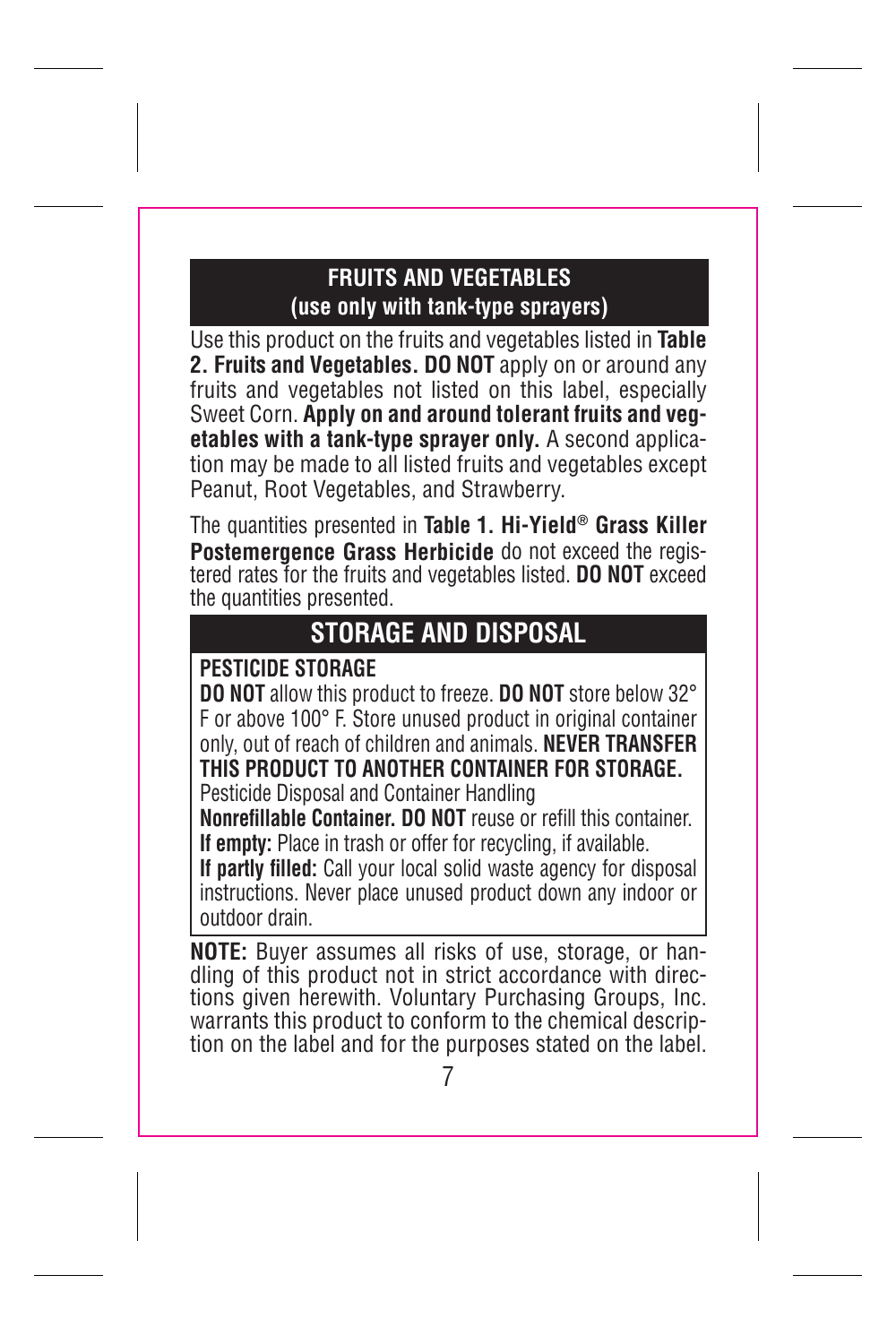## FRUITS AND VEGETABLES
## (use only with tank-type sprayers)

Use this product on the fruits and vegetables listed in **Table 2. Fruits and Vegetables. DO NOT** apply on or around any fruits and vegetables not listed on this label, especially Sweet Corn. **Apply on and around tolerant fruits and vegetables with a tank-type sprayer only.** A second application may be made to all listed fruits and vegetables except Peanut, Root Vegetables, and Strawberry.

The quantities presented in **Table 1. Hi-Yield® Grass Killer Postemergence Grass Herbicide** do not exceed the registered rates for the fruits and vegetables listed. **DO NOT** exceed the quantities presented.

## STORAGE AND DISPOSAL

**PESTICIDE STORAGE**

**DO NOT** allow this product to freeze. **DO NOT** store below 32° F or above 100° F. Store unused product in original container only, out of reach of children and animals. **NEVER TRANSFER THIS PRODUCT TO ANOTHER CONTAINER FOR STORAGE.**

Pesticide Disposal and Container Handling

**Nonrefillable Container. DO NOT** reuse or refill this container.

**If empty:** Place in trash or offer for recycling, if available.

**If partly filled:** Call your local solid waste agency for disposal instructions. Never place unused product down any indoor or outdoor drain.

**NOTE:** Buyer assumes all risks of use, storage, or handling of this product not in strict accordance with directions given herewith. Voluntary Purchasing Groups, Inc. warrants this product to conform to the chemical description on the label and for the purposes stated on the label.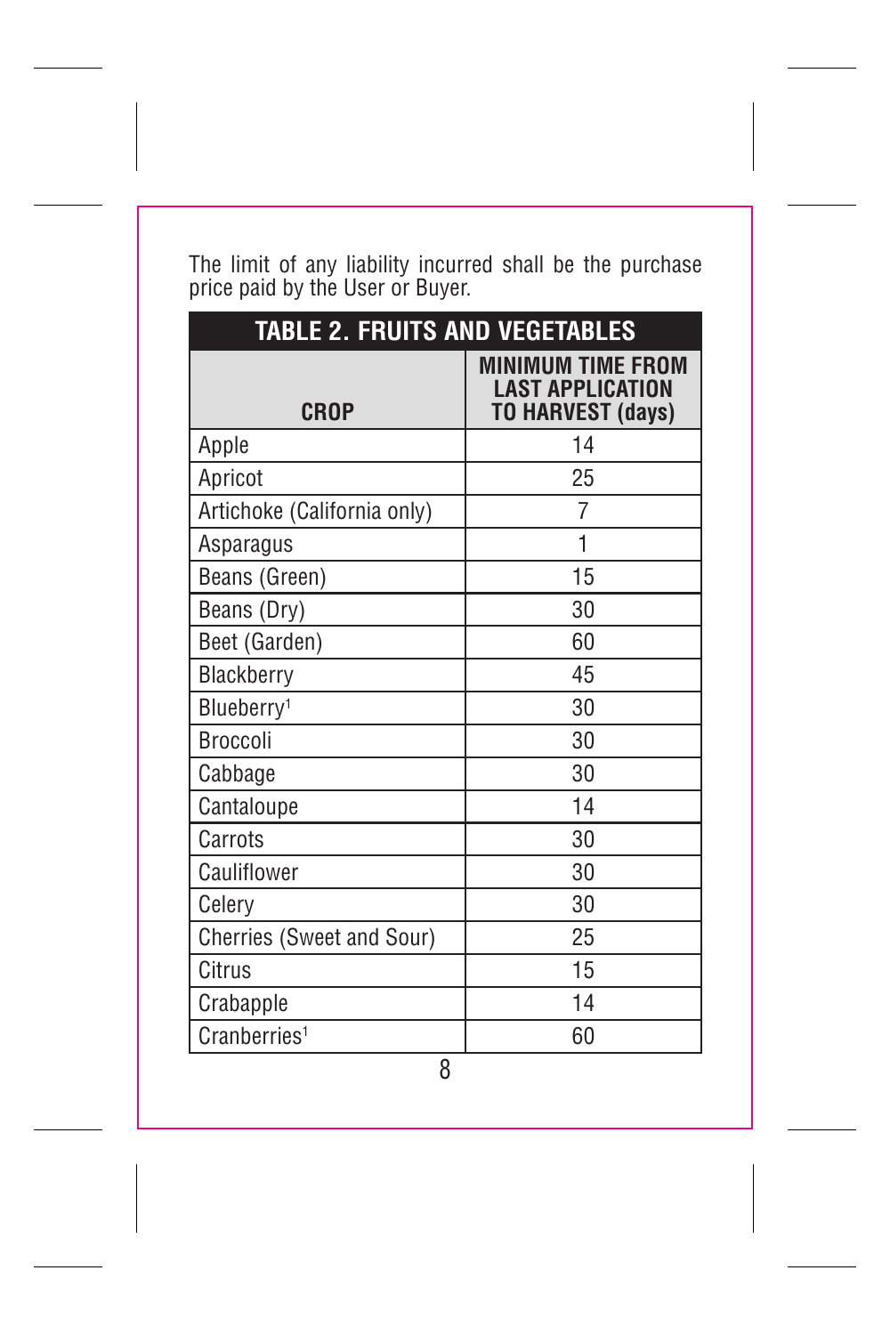The limit of any liability incurred shall be the purchase price paid by the User or Buyer.

**TABLE 2. FRUITS AND VEGETABLES**

| CROP | MINIMUM TIME FROM LAST APPLICATION TO HARVEST (days) |
|---|---|
| Apple | 14 |
| Apricot | 25 |
| Artichoke (California only) | 7 |
| Asparagus | 1 |
| Beans (Green) | 15 |
| Beans (Dry) | 30 |
| Beet (Garden) | 60 |
| Blackberry | 45 |
| Blueberry[1] | 30 |
| Broccoli | 30 |
| Cabbage | 30 |
| Cantaloupe | 14 |
| Carrots | 30 |
| Cauliflower | 30 |
| Celery | 30 |
| Cherries (Sweet and Sour) | 25 |
| Citrus | 15 |
| Crabapple | 14 |
| Cranberries[1] | 60 |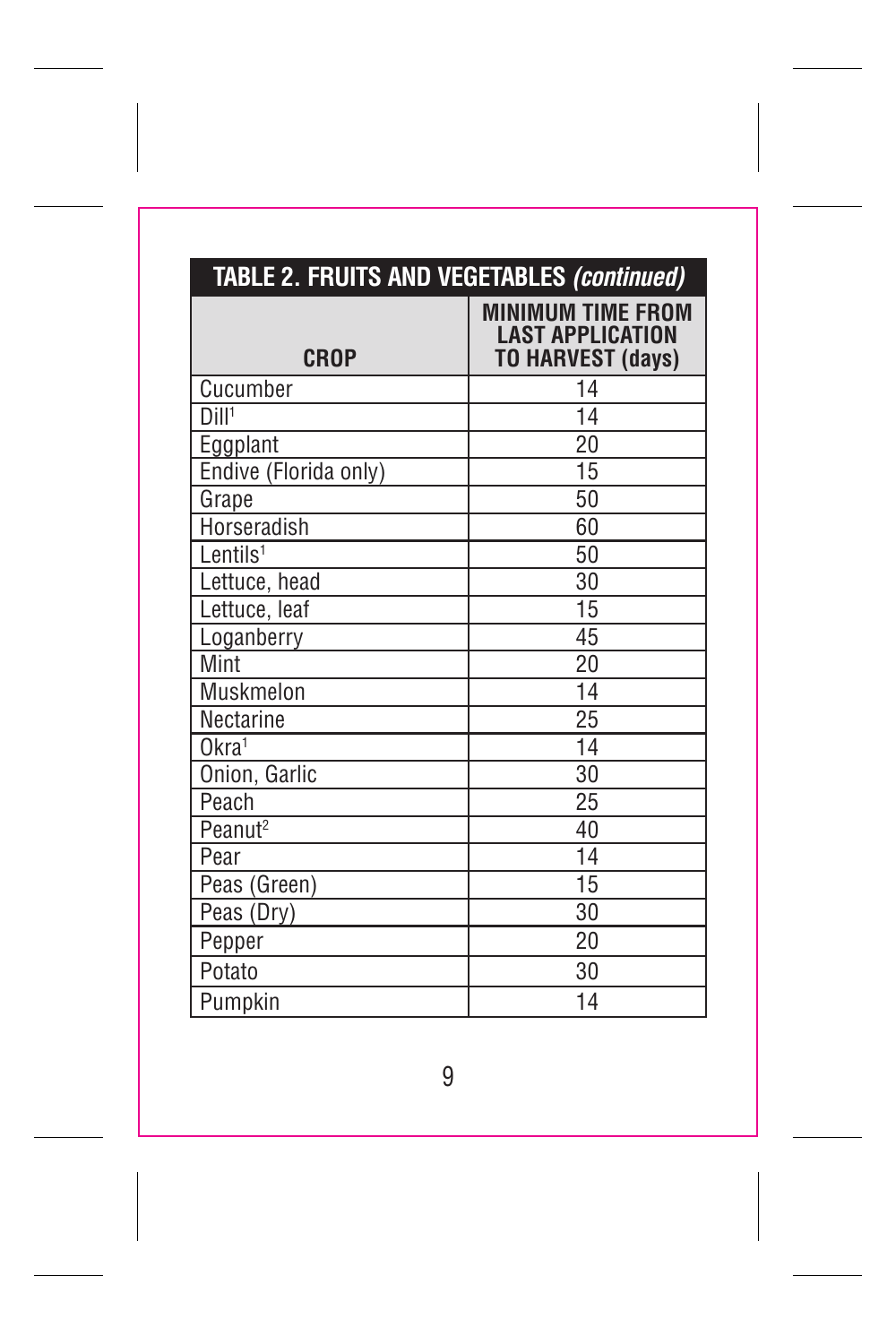## TABLE 2. FRUITS AND VEGETABLES *(continued)*

| CROP | MINIMUM TIME FROM LAST APPLICATION TO HARVEST (days) |
|---|---|
| Cucumber | 14 |
| Dill[1] | 14 |
| Eggplant | 20 |
| Endive (Florida only) | 15 |
| Grape | 50 |
| Horseradish | 60 |
| Lentils[1] | 50 |
| Lettuce, head | 30 |
| Lettuce, leaf | 15 |
| Loganberry | 45 |
| Mint | 20 |
| Muskmelon | 14 |
| Nectarine | 25 |
| Okra[1] | 14 |
| Onion, Garlic | 30 |
| Peach | 25 |
| Peanut[2] | 40 |
| Pear | 14 |
| Peas (Green) | 15 |
| Peas (Dry) | 30 |
| Pepper | 20 |
| Potato | 30 |
| Pumpkin | 14 |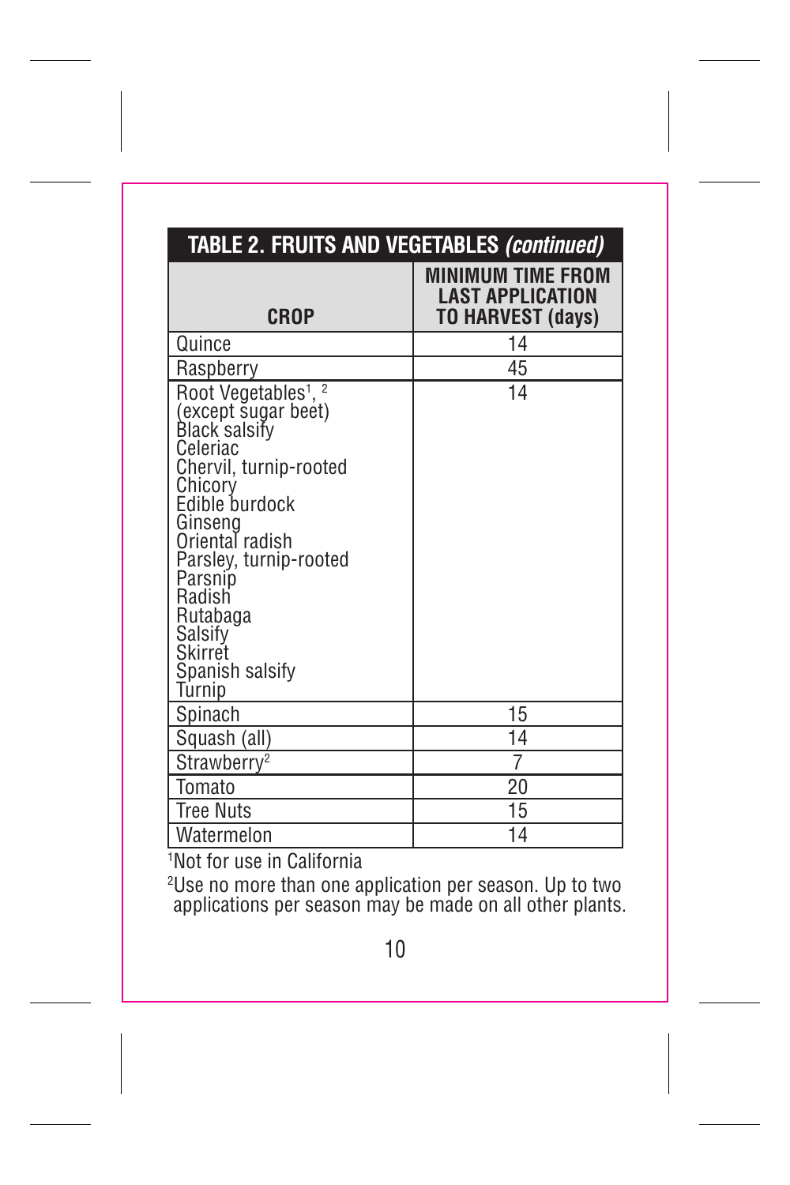## TABLE 2. FRUITS AND VEGETABLES *(continued)*

| CROP | MINIMUM TIME FROM LAST APPLICATION TO HARVEST (days) |
|---|---|
| Quince | 14 |
| Raspberry | 45 |
| Root Vegetables[1, 2] (except sugar beet)<br>Black salsify<br>Celeriac<br>Chervil, turnip-rooted<br>Chicory<br>Edible burdock<br>Ginseng<br>Oriental radish<br>Parsley, turnip-rooted<br>Parsnip<br>Radish<br>Rutabaga<br>Salsify<br>Skirret<br>Spanish salsify<br>Turnip | 14 |
| Spinach | 15 |
| Squash (all) | 14 |
| Strawberry[2] | 7 |
| Tomato | 20 |
| Tree Nuts | 15 |
| Watermelon | 14 |

[1]Not for use in California

[2]Use no more than one application per season. Up to two applications per season may be made on all other plants.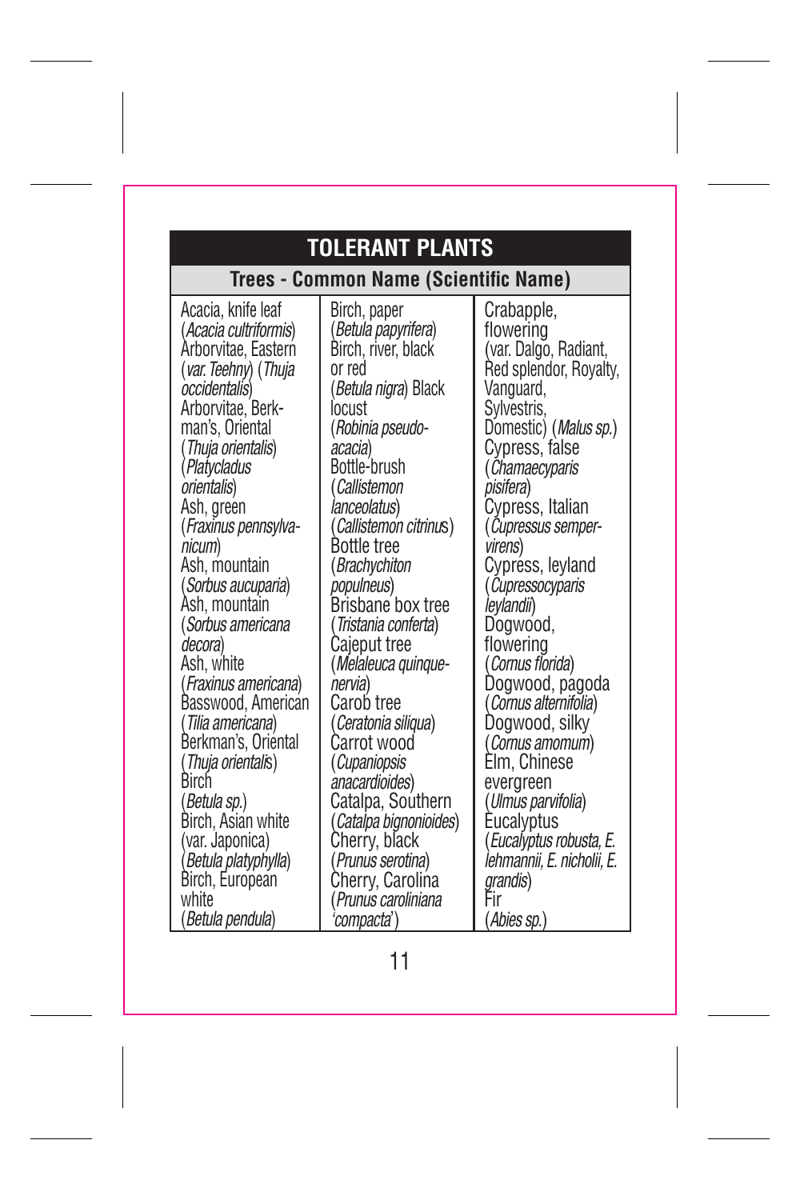## TOLERANT PLANTS

### Trees - Common Name (Scientific Name)

Acacia, knife leaf (*Acacia cultriformis*)
Arborvitae, Eastern (*var. Teehny*) (*Thuja occidentalis*)
Arborvitae, Berkman's, Oriental (*Thuja orientalis*) (*Platycladus orientalis*)
Ash, green (*Fraxinus pennsylvanicum*)
Ash, mountain (*Sorbus aucuparia*)
Ash, mountain (*Sorbus americana decora*)
Ash, white (*Fraxinus americana*)
Basswood, American (*Tilia americana*)
Berkman's, Oriental (*Thuja orientalis*)
Birch (*Betula sp.*)
Birch, Asian white (var. Japonica) (*Betula platyphylla*)
Birch, European white (*Betula pendula*)
Birch, paper (*Betula papyrifera*)
Birch, river, black or red (*Betula nigra*) Black locust (*Robinia pseudoacacia*)
Bottle-brush (*Callistemon lanceolatus*) (*Callistemon citrinus*)
Bottle tree (*Brachychiton populneus*)
Brisbane box tree (*Tristania conferta*)
Cajeput tree (*Melaleuca quinquenervia*)
Carob tree (*Ceratonia siliqua*)
Carrot wood (*Cupaniopsis anacardioides*)
Catalpa, Southern (*Catalpa bignonioides*)
Cherry, black (*Prunus serotina*)
Cherry, Carolina (*Prunus caroliniana 'compacta'*)
Crabapple, flowering (var. Dalgo, Radiant, Red splendor, Royalty, Vanguard, Sylvestris, Domestic) (*Malus sp.*)
Cypress, false (*Chamaecyparis pisifera*)
Cypress, Italian (*Cupressus sempervirens*)
Cypress, leyland (*Cupressocyparis leylandii*)
Dogwood, flowering (*Cornus florida*)
Dogwood, pagoda (*Cornus alternifolia*)
Dogwood, silky (*Cornus amomum*)
Elm, Chinese evergreen (*Ulmus parvifolia*)
Eucalyptus (*Eucalyptus robusta, E. lehmannii, E. nicholii, E. grandis*)
Fir (*Abies sp.*)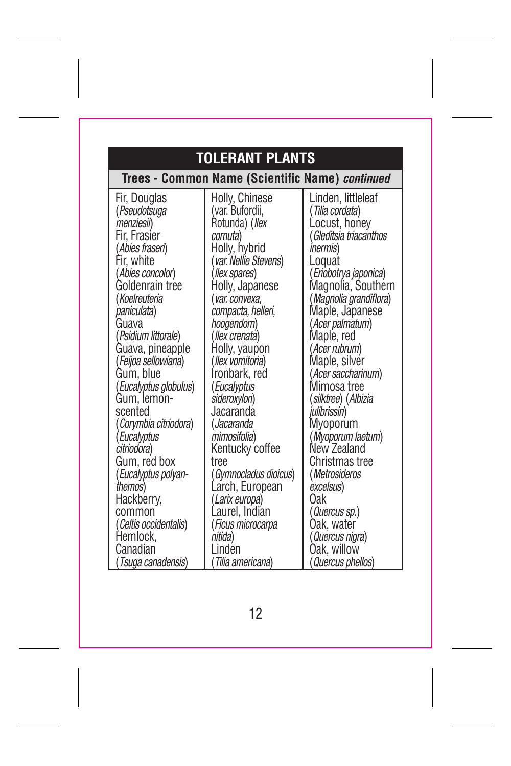## TOLERANT PLANTS

### Trees - Common Name (Scientific Name) *continued*

Fir, Douglas (*Pseudotsuga menziesii*)
Fir, Frasier (*Abies fraseri*)
Fir, white (*Abies concolor*)
Goldenrain tree (*Koelreuteria paniculata*)
Guava (*Psidium littorale*)
Guava, pineapple (*Feijoa sellowiana*)
Gum, blue (*Eucalyptus globulus*)
Gum, lemon-scented (*Corymbia citriodora*) (*Eucalyptus citriodora*)
Gum, red box (*Eucalyptus polyanthemos*)
Hackberry, common (*Celtis occidentalis*)
Hemlock, Canadian (*Tsuga canadensis*)
Holly, Chinese (var. Bufordii, Rotunda) (*Ilex cornuta*)
Holly, hybrid (*var. Nellie Stevens*) (*Ilex spares*)
Holly, Japanese (*var. convexa, compacta, helleri, hoogendorn*) (*Ilex crenata*)
Holly, yaupon (*Ilex vomitoria*)
Ironbark, red (*Eucalyptus sideroxylon*)
Jacaranda (*Jacaranda mimosifolia*)
Kentucky coffee tree (*Gymnocladus dioicus*)
Larch, European (*Larix europa*)
Laurel, Indian (*Ficus microcarpa nitida*)
Linden (*Tilia americana*)
Linden, littleleaf (*Tilia cordata*)
Locust, honey (*Gleditsia triacanthos inermis*)
Loquat (*Eriobotrya japonica*)
Magnolia, Southern (*Magnolia grandiflora*)
Maple, Japanese (*Acer palmatum*)
Maple, red (*Acer rubrum*)
Maple, silver (*Acer saccharinum*)
Mimosa tree (*silktree*) (*Albizia julibrissin*)
Myoporum (*Myoporum laetum*)
New Zealand Christmas tree (*Metrosideros excelsus*)
Oak (*Quercus sp.*)
Oak, water (*Quercus nigra*)
Oak, willow (*Quercus phellos*)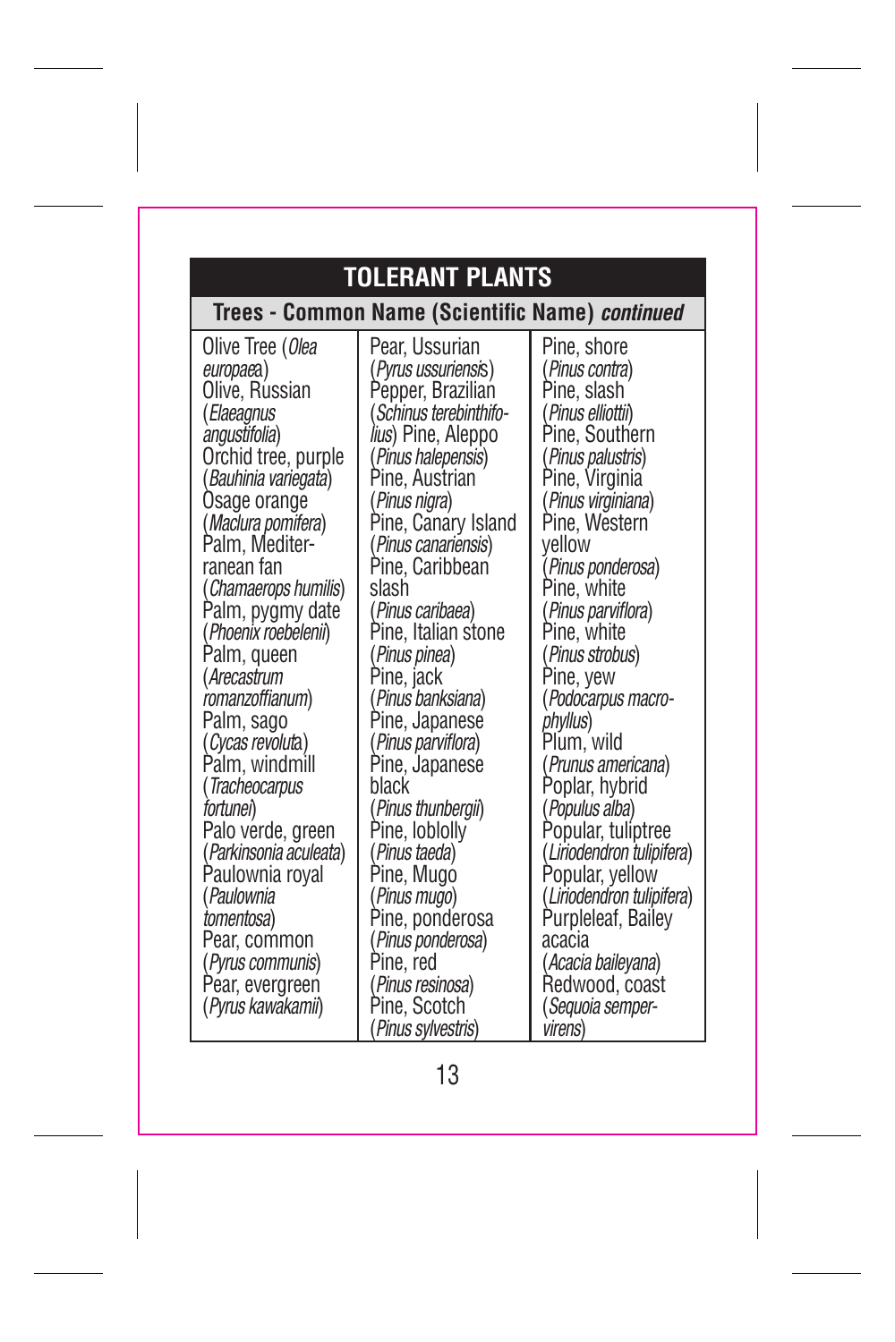## TOLERANT PLANTS

### Trees - Common Name (Scientific Name) *continued*

Olive Tree (*Olea europaea*)
Olive, Russian (*Elaeagnus angustifolia*)
Orchid tree, purple (*Bauhinia variegata*)
Osage orange (*Maclura pomifera*)
Palm, Mediterranean fan (*Chamaerops humilis*)
Palm, pygmy date (*Phoenix roebelenii*)
Palm, queen (*Arecastrum romanzoffianum*)
Palm, sago (*Cycas revoluta*)
Palm, windmill (*Tracheocarpus fortunei*)
Palo verde, green (*Parkinsonia aculeata*)
Paulownia royal (*Paulownia tomentosa*)
Pear, common (*Pyrus communis*)
Pear, evergreen (*Pyrus kawakamii*)
Pear, Ussurian (*Pyrus ussuriensis*)
Pepper, Brazilian (*Schinus terebinthifolius*) Pine, Aleppo (*Pinus halepensis*)
Pine, Austrian (*Pinus nigra*)
Pine, Canary Island (*Pinus canariensis*)
Pine, Caribbean slash (*Pinus caribaea*)
Pine, Italian stone (*Pinus pinea*)
Pine, jack (*Pinus banksiana*)
Pine, Japanese (*Pinus parviflora*)
Pine, Japanese black (*Pinus thunbergii*)
Pine, loblolly (*Pinus taeda*)
Pine, Mugo (*Pinus mugo*)
Pine, ponderosa (*Pinus ponderosa*)
Pine, red (*Pinus resinosa*)
Pine, Scotch (*Pinus sylvestris*)
Pine, shore (*Pinus contra*)
Pine, slash (*Pinus elliottii*)
Pine, Southern (*Pinus palustris*)
Pine, Virginia (*Pinus virginiana*)
Pine, Western yellow (*Pinus ponderosa*)
Pine, white (*Pinus parviflora*)
Pine, white (*Pinus strobus*)
Pine, yew (*Podocarpus macrophyllus*)
Plum, wild (*Prunus americana*)
Poplar, hybrid (*Populus alba*)
Popular, tuliptree (*Liriodendron tulipifera*)
Popular, yellow (*Liriodendron tulipifera*)
Purpleleaf, Bailey acacia (*Acacia baileyana*)
Redwood, coast (*Sequoia sempervirens*)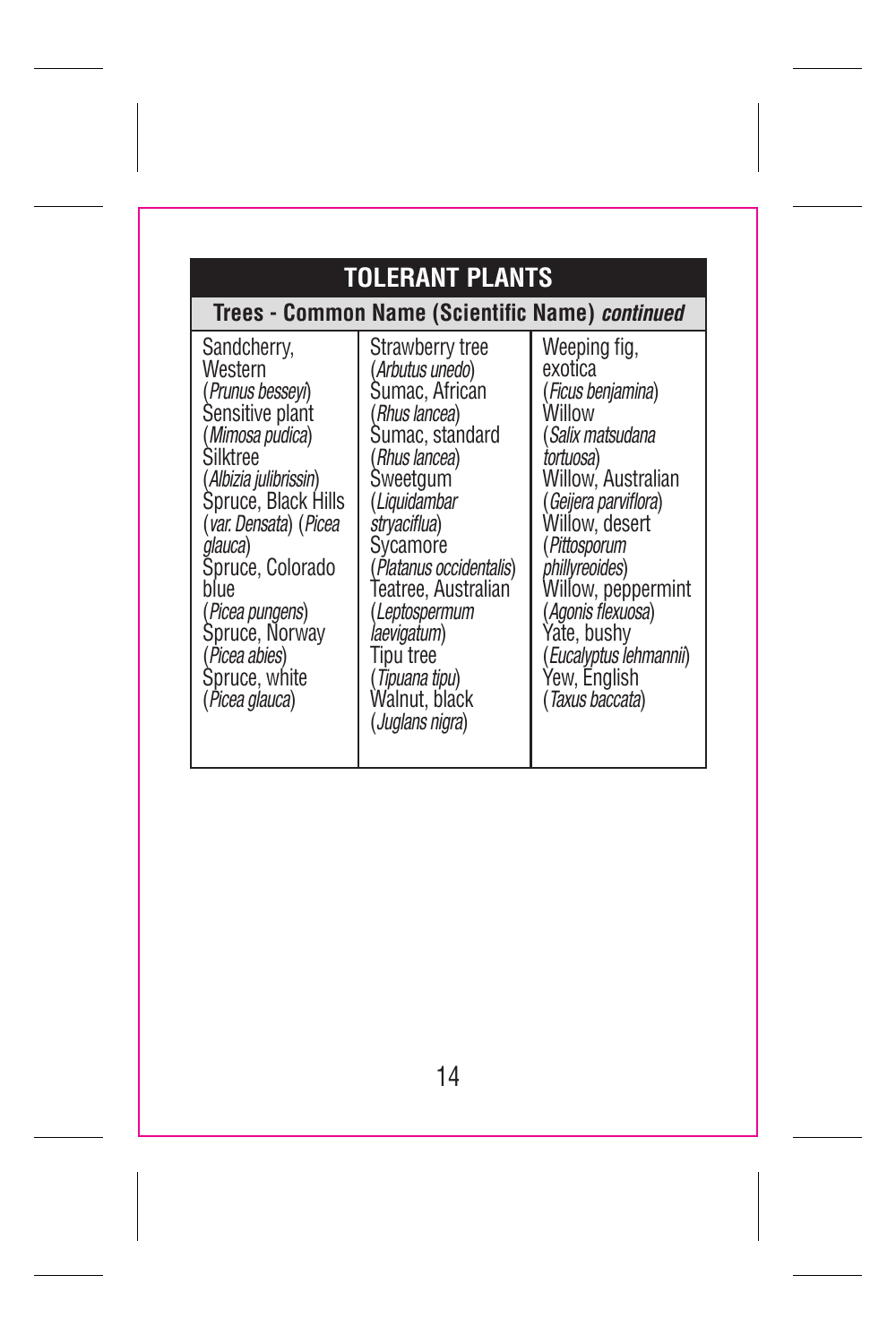## TOLERANT PLANTS

### Trees - Common Name (Scientific Name) *continued*

Sandcherry, Western (*Prunus besseyi*)
Sensitive plant (*Mimosa pudica*)
Silktree (*Albizia julibrissin*)
Spruce, Black Hills (*var. Densata*) (*Picea glauca*)
Spruce, Colorado blue (*Picea pungens*)
Spruce, Norway (*Picea abies*)
Spruce, white (*Picea glauca*)
Strawberry tree (*Arbutus unedo*)
Sumac, African (*Rhus lancea*)
Sumac, standard (*Rhus lancea*)
Sweetgum (*Liquidambar stryaciflua*)
Sycamore (*Platanus occidentalis*)
Teatree, Australian (*Leptospermum laevigatum*)
Tipu tree (*Tipuana tipu*)
Walnut, black (*Juglans nigra*)
Weeping fig, exotica (*Ficus benjamina*)
Willow (*Salix matsudana tortuosa*)
Willow, Australian (*Geijera parviflora*)
Willow, desert (*Pittosporum phillyreoides*)
Willow, peppermint (*Agonis flexuosa*)
Yate, bushy (*Eucalyptus lehmannii*)
Yew, English (*Taxus baccata*)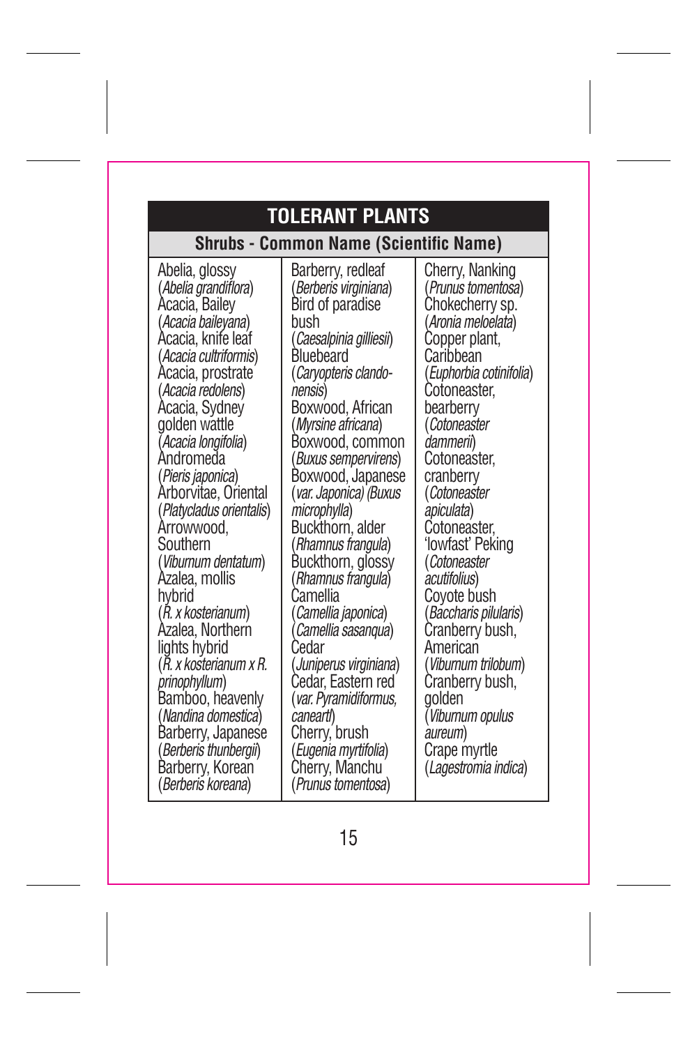## TOLERANT PLANTS

### Shrubs - Common Name (Scientific Name)

Abelia, glossy (*Abelia grandiflora*)
Acacia, Bailey (*Acacia baileyana*)
Acacia, knife leaf (*Acacia cultriformis*)
Acacia, prostrate (*Acacia redolens*)
Acacia, Sydney golden wattle (*Acacia longifolia*)
Andromeda (*Pieris japonica*)
Arborvitae, Oriental (*Platycladus orientalis*)
Arrowwood, Southern (*Viburnum dentatum*)
Azalea, mollis hybrid (*R. x kosterianum*)
Azalea, Northern lights hybrid (*R. x kosterianum x R. prinophyllum*)
Bamboo, heavenly (*Nandina domestica*)
Barberry, Japanese (*Berberis thunbergii*)
Barberry, Korean (*Berberis koreana*)
Barberry, redleaf (*Berberis virginiana*)
Bird of paradise bush (*Caesalpinia gilliesii*)
Bluebeard (*Caryopteris clandonensis*)
Boxwood, African (*Myrsine africana*)
Boxwood, common (*Buxus sempervirens*)
Boxwood, Japanese (*var. Japonica) (Buxus microphylla*)
Buckthorn, alder (*Rhamnus frangula*)
Buckthorn, glossy (*Rhamnus frangula*)
Camellia (*Camellia japonica*) (*Camellia sasanqua*)
Cedar (*Juniperus virginiana*)
Cedar, Eastern red (*var. Pyramidiformus, canaertl*)
Cherry, brush (*Eugenia myrtifolia*)
Cherry, Manchu (*Prunus tomentosa*)
Cherry, Nanking (*Prunus tomentosa*)
Chokecherry sp. (*Aronia meloelata*)
Copper plant, Caribbean (*Euphorbia cotinifolia*)
Cotoneaster, bearberry (*Cotoneaster dammerii*)
Cotoneaster, cranberry (*Cotoneaster apiculata*)
Cotoneaster, 'lowfast' Peking (*Cotoneaster acutifolius*)
Coyote bush (*Baccharis pilularis*)
Cranberry bush, American (*Viburnum trilobum*)
Cranberry bush, golden (*Viburnum opulus aureum*)
Crape myrtle (*Lagestromia indica*)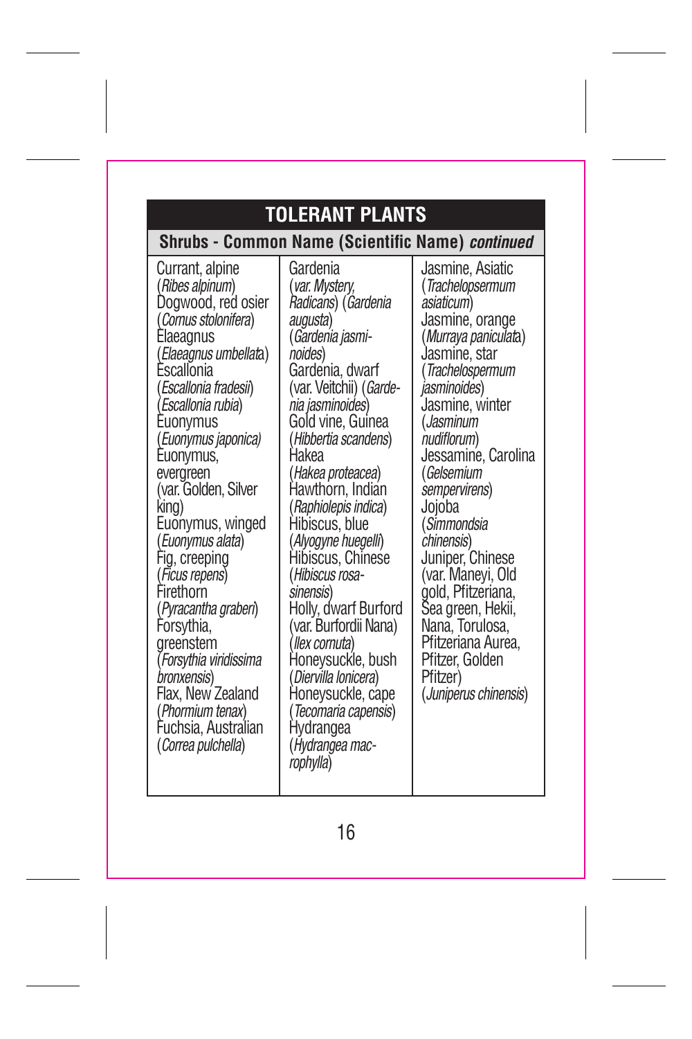## TOLERANT PLANTS

### Shrubs - Common Name (Scientific Name) *continued*

Currant, alpine (*Ribes alpinum*)
Dogwood, red osier (*Cornus stolonifera*)
Elaeagnus (*Elaeagnus umbellata*)
Escallonia (*Escallonia fradesii*) (*Escallonia rubia*)
Euonymus (*Euonymus japonica)*
Euonymus, evergreen (var. Golden, Silver king)
Euonymus, winged (*Euonymus alata*)
Fig, creeping (*Ficus repens*)
Firethorn (*Pyracantha graberi*)
Forsythia, greenstem (*Forsythia viridissima bronxensis*)
Flax, New Zealand (*Phormium tenax*)
Fuchsia, Australian (*Correa pulchella*)
Gardenia (*var. Mystery, Radicans*) (*Gardenia augusta*) (*Gardenia jasminoides*)
Gardenia, dwarf (var. Veitchii) (*Gardenia jasminoides*)
Gold vine, Guinea (*Hibbertia scandens*)
Hakea (*Hakea proteacea*)
Hawthorn, Indian (*Raphiolepis indica*)
Hibiscus, blue (*Alyogyne huegelli*)
Hibiscus, Chinese (*Hibiscus rosa-sinensis*)
Holly, dwarf Burford (var. Burfordii Nana) (*Ilex cornuta*)
Honeysuckle, bush (*Diervilla lonicera*)
Honeysuckle, cape (*Tecomaria capensis*)
Hydrangea (*Hydrangea macrophylla*)
Jasmine, Asiatic (*Trachelopsermum asiaticum*)
Jasmine, orange (*Murraya paniculata*)
Jasmine, star (*Trachelospermum jasminoides*)
Jasmine, winter (*Jasminum nudiflorum*)
Jessamine, Carolina (*Gelsemium sempervirens*)
Jojoba (*Simmondsia chinensis*)
Juniper, Chinese (var. Maneyi, Old gold, Pfitzeriana, Sea green, Hekii, Nana, Torulosa, Pfitzeriana Aurea, Pfitzer, Golden Pfitzer) (*Juniperus chinensis*)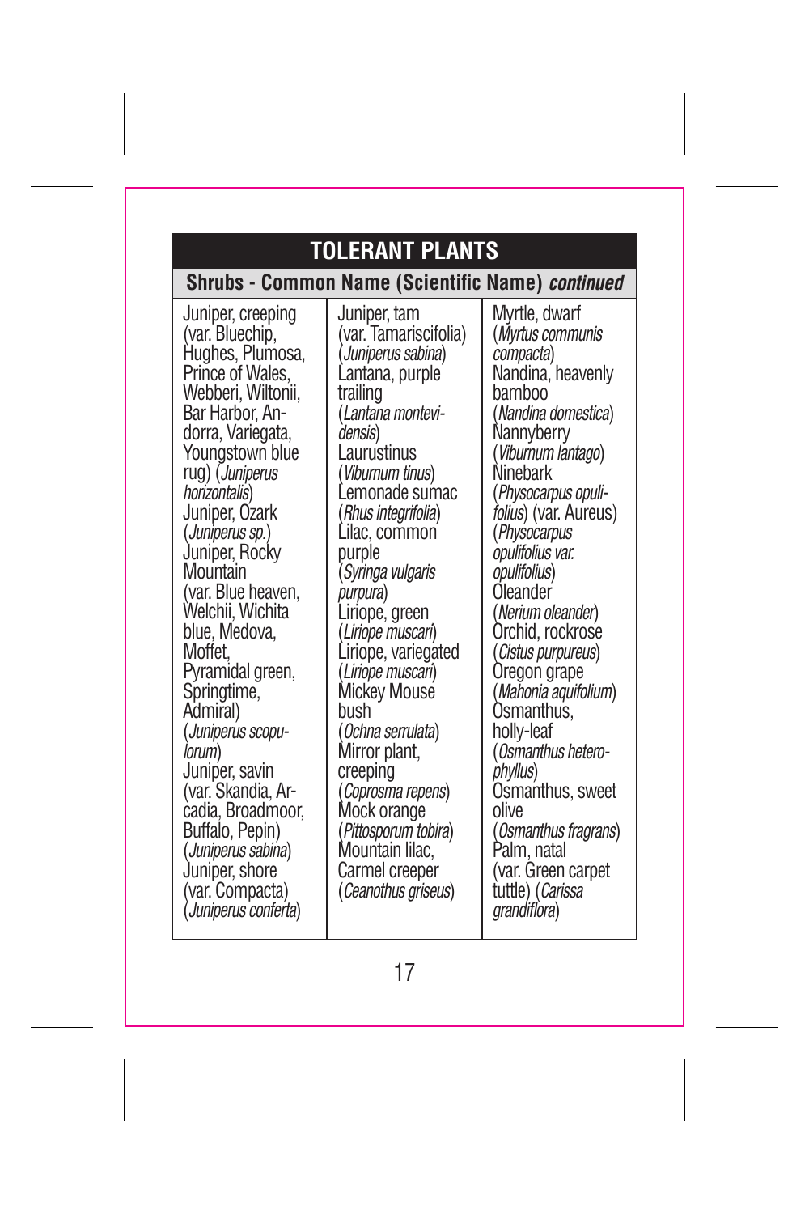## TOLERANT PLANTS

### Shrubs - Common Name (Scientific Name) *continued*

Juniper, creeping (var. Bluechip, Hughes, Plumosa, Prince of Wales, Webberi, Wiltonii, Bar Harbor, Andorra, Variegata, Youngstown blue rug) (*Juniperus horizontalis*)
Juniper, Ozark (*Juniperus sp.*)
Juniper, Rocky Mountain (var. Blue heaven, Welchii, Wichita blue, Medova, Moffet, Pyramidal green, Springtime, Admiral) (*Juniperus scopulorum*)
Juniper, savin (var. Skandia, Arcadia, Broadmoor, Buffalo, Pepin) (*Juniperus sabina*)
Juniper, shore (var. Compacta) (*Juniperus conferta*)
Juniper, tam (var. Tamariscifolia) (*Juniperus sabina*)
Lantana, purple trailing (*Lantana montevidensis*)
Laurustinus (*Viburnum tinus*)
Lemonade sumac (*Rhus integrifolia*)
Lilac, common purple (*Syringa vulgaris purpura*)
Liriope, green (*Liriope muscari*)
Liriope, variegated (*Liriope muscari*)
Mickey Mouse bush (*Ochna serrulata*)
Mirror plant, creeping (*Coprosma repens*)
Mock orange (*Pittosporum tobira*)
Mountain lilac, Carmel creeper (*Ceanothus griseus*)
Myrtle, dwarf (*Myrtus communis compacta*)
Nandina, heavenly bamboo (*Nandina domestica*)
Nannyberry (*Viburnum lantago*)
Ninebark (*Physocarpus opulifolius*) (var. Aureus) (*Physocarpus opulifolius var. opulifolius*)
Oleander (*Nerium oleander*)
Orchid, rockrose (*Cistus purpureus*)
Oregon grape (*Mahonia aquifolium*)
Osmanthus, holly-leaf (*Osmanthus heterophyllus*)
Osmanthus, sweet olive (*Osmanthus fragrans*)
Palm, natal (var. Green carpet tuttle) (*Carissa grandiflora*)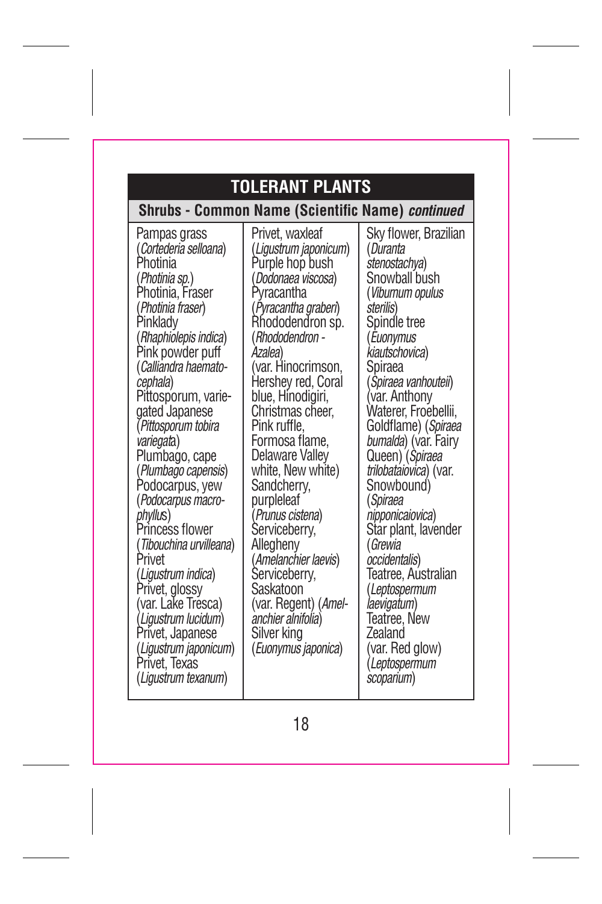## TOLERANT PLANTS

### Shrubs - Common Name (Scientific Name) *continued*

Pampas grass (*Cortederia selloana*)
Photinia (*Photinia sp.*)
Photinia, Fraser (*Photinia fraser*)
Pinklady (*Rhaphiolepis indica*)
Pink powder puff (*Calliandra haemato-cephala*)
Pittosporum, variegated Japanese (*Pittosporum tobira variegata*)
Plumbago, cape (*Plumbago capensis*)
Podocarpus, yew (*Podocarpus macro-phyllus*)
Princess flower (*Tibouchina urvilleana*)
Privet (*Ligustrum indica*)
Privet, glossy (var. Lake Tresca) (*Ligustrum lucidum*)
Privet, Japanese (*Ligustrum japonicum*)
Privet, Texas (*Ligustrum texanum*)
Privet, waxleaf (*Ligustrum japonicum*)
Purple hop bush (*Dodonaea viscosa*)
Pyracantha (*Pyracantha graberi*)
Rhododendron sp. (*Rhododendron - Azalea*) (var. Hinocrimson, Hershey red, Coral blue, Hinodigiri, Christmas cheer, Pink ruffle, Formosa flame, Delaware Valley white, New white)
Sandcherry, purpleleaf (*Prunus cistena*)
Serviceberry, Allegheny (*Amelanchier laevis*)
Serviceberry, Saskatoon (var. Regent) (*Amelanchier alnifolia*)
Silver king (*Euonymus japonica*)
Sky flower, Brazilian (*Duranta stenostachya*)
Snowball bush (*Viburnum opulus sterilis*)
Spindle tree (*Euonymus kiautschovica*)
Spiraea (*Spiraea vanhouteii*) (var. Anthony Waterer, Froebellii, Goldflame) (*Spiraea bumalda*) (var. Fairy Queen) (*Spiraea trilobataiovica*) (var. Snowbound) (*Spiraea nipponicaiovica*)
Star plant, lavender (*Grewia occidentalis*)
Teatree, Australian (*Leptospermum laevigatum*)
Teatree, New Zealand (var. Red glow) (*Leptospermum scoparium*)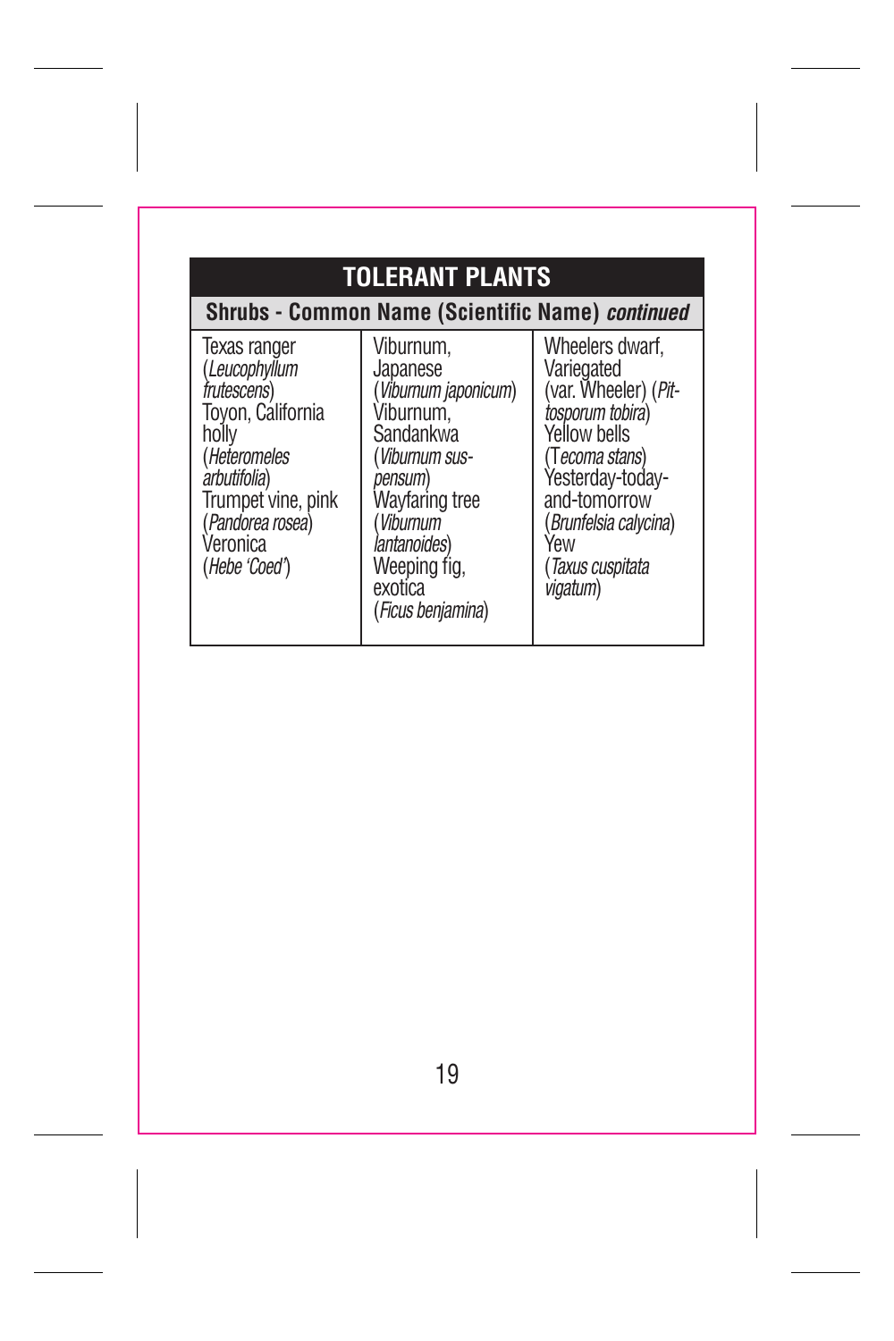## TOLERANT PLANTS

| Shrubs - Common Name (Scientific Name) *continued* | | |
|---|---|---|
| Texas ranger (*Leucophyllum frutescens*)<br>Toyon, California holly (*Heteromeles arbutifolia*)<br>Trumpet vine, pink (*Pandorea rosea*)<br>Veronica (*Hebe 'Coed'*) | Viburnum, Japanese (*Viburnum japonicum*)<br>Viburnum, Sandankwa (*Viburnum suspensum*)<br>Wayfaring tree (*Viburnum lantanoides*)<br>Weeping fig, exotica (*Ficus benjamina*) | Wheelers dwarf, Variegated (var. Wheeler) (*Pittosporum tobira*)<br>Yellow bells (T*ecoma stans*)<br>Yesterday-today-and-tomorrow (*Brunfelsia calycina*)<br>Yew (*Taxus cuspitata vigatum*) |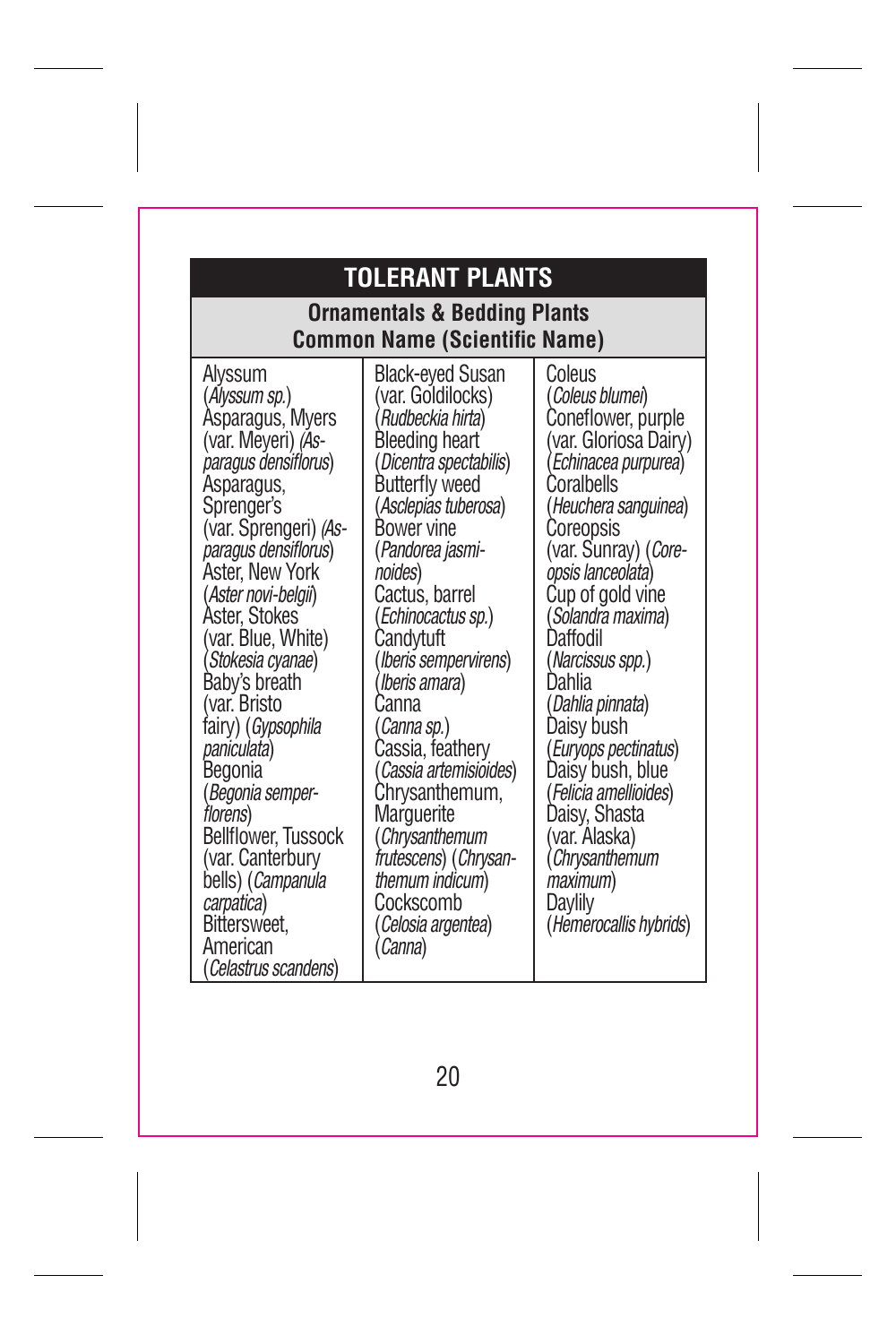## TOLERANT PLANTS

### Ornamentals & Bedding Plants

**Common Name (Scientific Name)**

Alyssum (*Alyssum sp.*)
Asparagus, Myers (var. Meyeri) (*Asparagus densiflorus*)
Asparagus, Sprenger's (var. Sprengeri) (*Asparagus densiflorus*)
Aster, New York (*Aster novi-belgii*)
Aster, Stokes (var. Blue, White) (*Stokesia cyanae*)
Baby's breath (var. Bristo fairy) (*Gypsophila paniculata*)
Begonia (*Begonia semperflorens*)
Bellflower, Tussock (var. Canterbury bells) (*Campanula carpatica*)
Bittersweet, American (*Celastrus scandens*)
Black-eyed Susan (var. Goldilocks) (*Rudbeckia hirta*)
Bleeding heart (*Dicentra spectabilis*)
Butterfly weed (*Asclepias tuberosa*)
Bower vine (*Pandorea jasminoides*)
Cactus, barrel (*Echinocactus sp.*)
Candytuft (*Iberis sempervirens*) (*Iberis amara*)
Canna (*Canna sp.*)
Cassia, feathery (*Cassia artemisioides*)
Chrysanthemum, Marguerite (*Chrysanthemum frutescens*) (*Chrysanthemum indicum*)
Cockscomb (*Celosia argentea*) (*Canna*)
Coleus (*Coleus blumei*)
Coneflower, purple (var. Gloriosa Dairy) (*Echinacea purpurea*)
Coralbells (*Heuchera sanguinea*)
Coreopsis (var. Sunray) (*Coreopsis lanceolata*)
Cup of gold vine (*Solandra maxima*)
Daffodil (*Narcissus spp.*)
Dahlia (*Dahlia pinnata*)
Daisy bush (*Euryops pectinatus*)
Daisy bush, blue (*Felicia amellioides*)
Daisy, Shasta (var. Alaska) (*Chrysanthemum maximum*)
Daylily (*Hemerocallis hybrids*)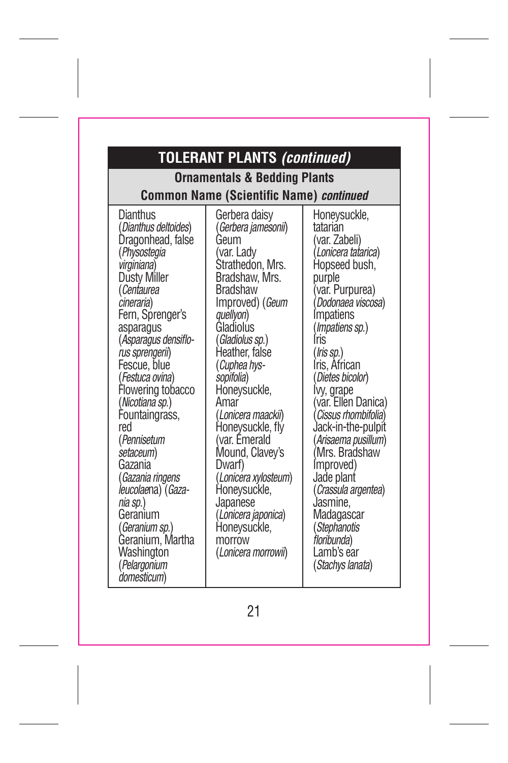## TOLERANT PLANTS *(continued)*

### Ornamentals & Bedding Plants

**Common Name (Scientific Name)** ***continued***

Dianthus (*Dianthus deltoides*)
Dragonhead, false (*Physostegia virginiana*)
Dusty Miller (*Centaurea cineraria*)
Fern, Sprenger's asparagus (*Asparagus densiflorus sprengerii*)
Fescue, blue (*Festuca ovina*)
Flowering tobacco (*Nicotiana sp.*)
Fountaingrass, red (*Pennisetum setaceum*)
Gazania (*Gazania ringens leucolaena*) (*Gazania sp.*)
Geranium (*Geranium sp.*)
Geranium, Martha Washington (*Pelargonium domesticum*)
Gerbera daisy (*Gerbera jamesonii*)
Geum (var. Lady Strathedon, Mrs. Bradshaw, Mrs. Bradshaw Improved) (*Geum quellyon*)
Gladiolus (*Gladiolus sp.*)
Heather, false (*Cuphea hyssopifolia*)
Honeysuckle, Amar (*Lonicera maackii*)
Honeysuckle, fly (var. Emerald Mound, Clavey's Dwarf) (*Lonicera xylosteum*)
Honeysuckle, Japanese (*Lonicera japonica*)
Honeysuckle, morrow (*Lonicera morrowii*)
Honeysuckle, tatarian (var. Zabeli) (*Lonicera tatarica*)
Hopseed bush, purple (var. Purpurea) (*Dodonaea viscosa*)
Impatiens (*Impatiens sp.*)
Iris (*Iris sp.*)
Iris, African (*Dietes bicolor*)
Ivy, grape (var. Ellen Danica) (*Cissus rhombifolia*)
Jack-in-the-pulpit (*Arisaema pusillum*) (Mrs. Bradshaw Improved)
Jade plant (*Crassula argentea*)
Jasmine, Madagascar (*Stephanotis floribunda*)
Lamb's ear (*Stachys lanata*)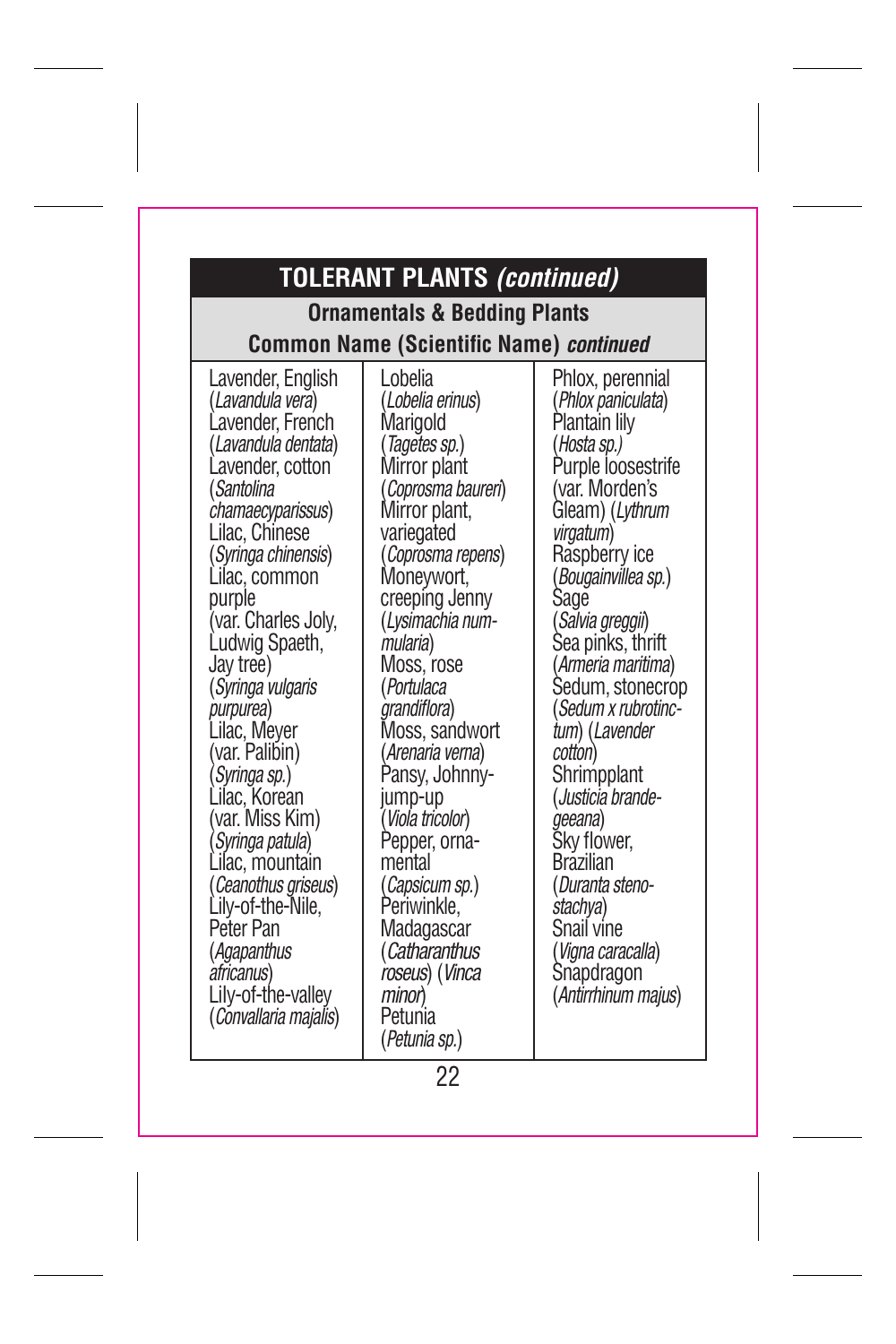## TOLERANT PLANTS *(continued)*

### Ornamentals & Bedding Plants

**Common Name (Scientific Name)** ***continued***

Lavender, English (*Lavandula vera*)
Lavender, French (*Lavandula dentata*)
Lavender, cotton (*Santolina chamaecyparissus*)
Lilac, Chinese (*Syringa chinensis*)
Lilac, common purple (var. Charles Joly, Ludwig Spaeth, Jay tree) (*Syringa vulgaris purpurea*)
Lilac, Meyer (var. Palibin) (*Syringa sp.*)
Lilac, Korean (var. Miss Kim) (*Syringa patula*)
Lilac, mountain (*Ceanothus griseus*)
Lily-of-the-Nile, Peter Pan (*Agapanthus africanus*)
Lily-of-the-valley (*Convallaria majalis*)
Lobelia (*Lobelia erinus*)
Marigold (*Tagetes sp.*)
Mirror plant (*Coprosma baureri*)
Mirror plant, variegated (*Coprosma repens*)
Moneywort, creeping Jenny (*Lysimachia nummularia*)
Moss, rose (*Portulaca grandiflora*)
Moss, sandwort (*Arenaria verna*)
Pansy, Johnny-jump-up (*Viola tricolor*)
Pepper, ornamental (*Capsicum sp.*)
Periwinkle, Madagascar (*Catharanthus roseus*) (*Vinca minor*)
Petunia (*Petunia sp.*)
Phlox, perennial (*Phlox paniculata*)
Plantain lily (*Hosta sp.)*
Purple loosestrife (var. Morden's Gleam) (*Lythrum virgatum*)
Raspberry ice (*Bougainvillea sp.*)
Sage (*Salvia greggii*)
Sea pinks, thrift (*Armeria maritima*)
Sedum, stonecrop (*Sedum x rubrotinctum*) (*Lavender cotton*)
Shrimpplant (*Justicia brandegeeana*)
Sky flower, Brazilian (*Duranta stenostachya*)
Snail vine (*Vigna caracalla*)
Snapdragon (*Antirrhinum majus*)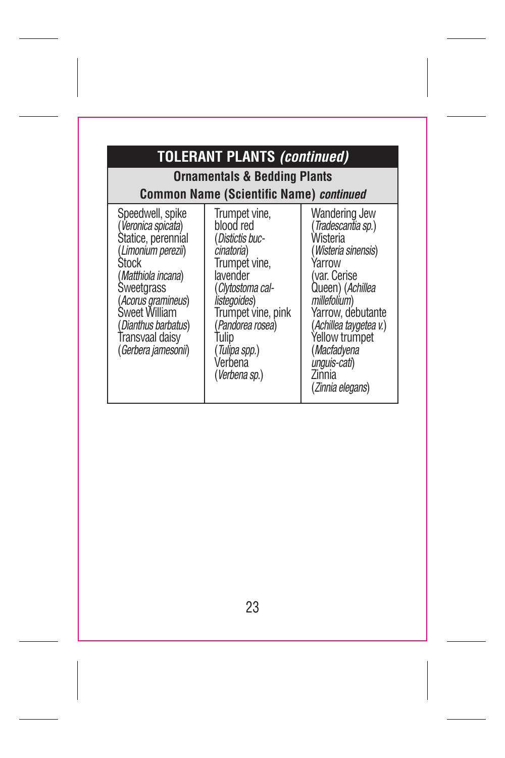## TOLERANT PLANTS *(continued)*

| Ornamentals & Bedding Plants<br>Common Name (Scientific Name) *continued* | | |
|---|---|---|
| Speedwell, spike (*Veronica spicata*)<br>Statice, perennial (*Limonium perezii*)<br>Stock (*Matthiola incana*)<br>Sweetgrass (*Acorus gramineus*)<br>Sweet William (*Dianthus barbatus*)<br>Transvaal daisy (*Gerbera jamesonii*) | Trumpet vine, blood red (*Distictis buccinatoria*)<br>Trumpet vine, lavender (*Clytostoma callistegoides*)<br>Trumpet vine, pink (*Pandorea rosea*)<br>Tulip (*Tulipa spp.*)<br>Verbena (*Verbena sp.*) | Wandering Jew (*Tradescantia sp.*)<br>Wisteria (*Wisteria sinensis*)<br>Yarrow (var. Cerise Queen) (*Achillea millefolium*)<br>Yarrow, debutante (*Achillea taygetea v.*)<br>Yellow trumpet (*Macfadyena unguis-cati*)<br>Zinnia (*Zinnia elegans*) |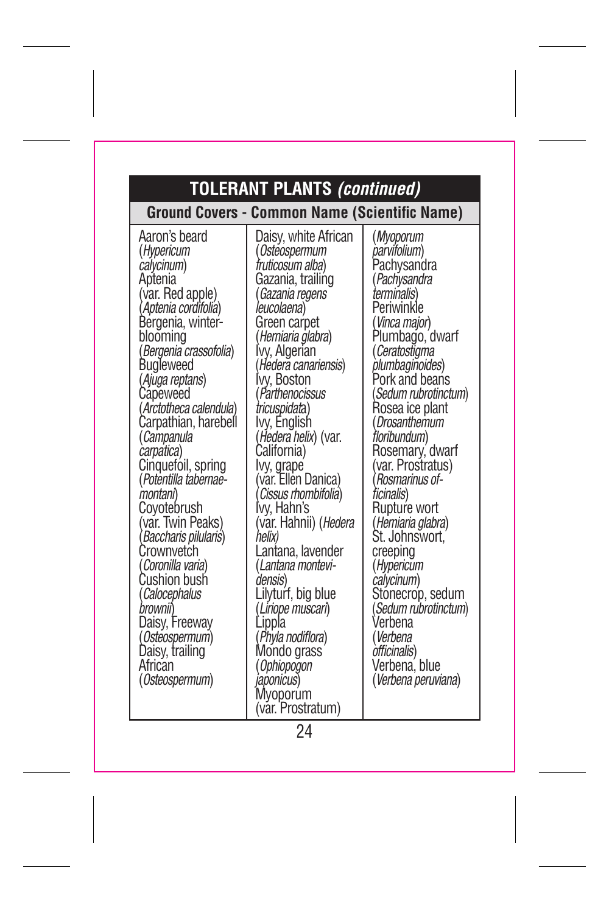## TOLERANT PLANTS *(continued)*

### Ground Covers - Common Name (Scientific Name)

Aaron's beard (*Hypericum calycinum*)
Aptenia (var. Red apple) (*Aptenia cordifolia*)
Bergenia, winter-blooming (*Bergenia crassofolia*)
Bugleweed (*Ajuga reptans*)
Capeweed (*Arctotheca calendula*)
Carpathian, harebell (*Campanula carpatica*)
Cinquefoil, spring (*Potentilla tabernae-montani*)
Coyotebrush (var. Twin Peaks) (*Baccharis pilularis*)
Crownvetch (*Coronilla varia*)
Cushion bush (*Calocephalus brownii*)
Daisy, Freeway (*Osteospermum*)
Daisy, trailing African (*Osteospermum*)
Daisy, white African (*Osteospermum fruticosum alba*)
Gazania, trailing (*Gazania regens leucolaena*)
Green carpet (*Herniaria glabra*)
Ivy, Algerian (*Hedera canariensis*)
Ivy, Boston (*Parthenocissus tricuspidata*)
Ivy, English (*Hedera helix*) (var. California)
Ivy, grape (var. Ellen Danica) (*Cissus rhombifolia*)
Ivy, Hahn's (var. Hahnii) (*Hedera helix)*
Lantana, lavender (*Lantana montevi-densis*)
Lilyturf, big blue (*Liriope muscari*)
Lippla (*Phyla nodiflora*)
Mondo grass (*Ophiopogon japonicus*)
Myoporum (var. Prostratum) (*Myoporum parvifolium*)
Pachysandra (*Pachysandra terminalis*)
Periwinkle (*Vinca major*)
Plumbago, dwarf (*Ceratostigma plumbaginoides*)
Pork and beans (*Sedum rubrotinctum*)
Rosea ice plant (*Drosanthemum floribundum*)
Rosemary, dwarf (var. Prostratus) (*Rosmarinus of-ficinalis*)
Rupture wort (*Herniaria glabra*)
St. Johnswort, creeping (*Hypericum calycinum*)
Stonecrop, sedum (*Sedum rubrotinctum*)
Verbena (*Verbena officinalis*)
Verbena, blue (*Verbena peruviana*)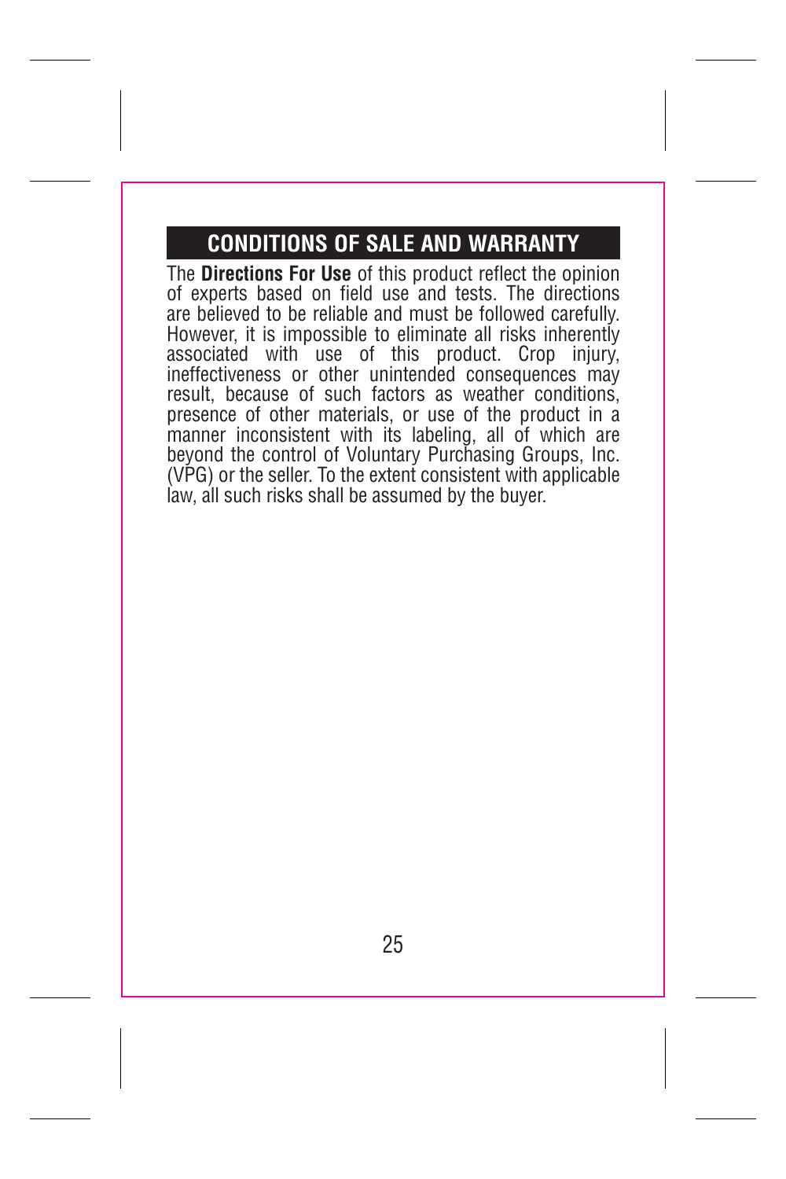## CONDITIONS OF SALE AND WARRANTY

The **Directions For Use** of this product reflect the opinion of experts based on field use and tests. The directions are believed to be reliable and must be followed carefully. However, it is impossible to eliminate all risks inherently associated with use of this product. Crop injury, ineffectiveness or other unintended consequences may result, because of such factors as weather conditions, presence of other materials, or use of the product in a manner inconsistent with its labeling, all of which are beyond the control of Voluntary Purchasing Groups, Inc. (VPG) or the seller. To the extent consistent with applicable law, all such risks shall be assumed by the buyer.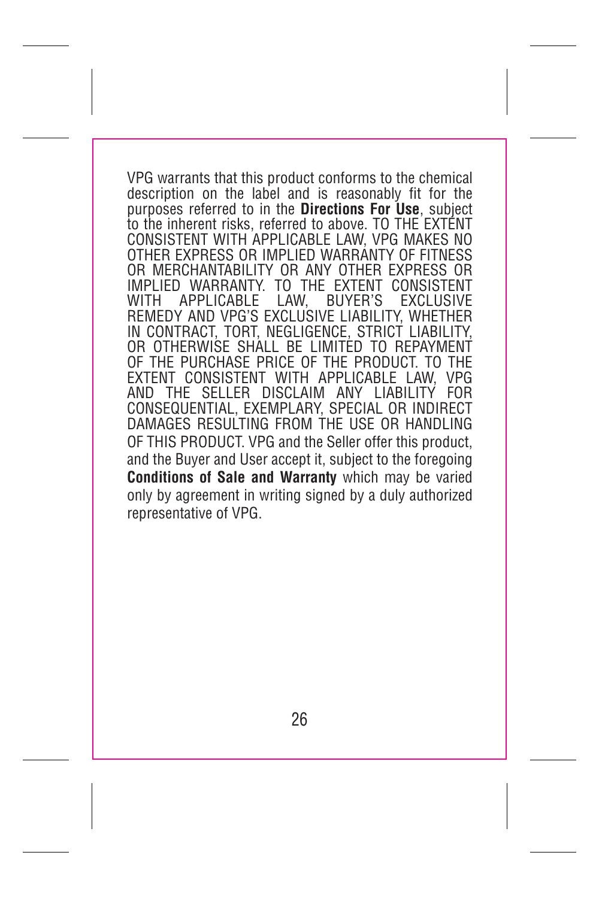VPG warrants that this product conforms to the chemical description on the label and is reasonably fit for the purposes referred to in the **Directions For Use**, subject to the inherent risks, referred to above. TO THE EXTENT CONSISTENT WITH APPLICABLE LAW, VPG MAKES NO OTHER EXPRESS OR IMPLIED WARRANTY OF FITNESS OR MERCHANTABILITY OR ANY OTHER EXPRESS OR IMPLIED WARRANTY. TO THE EXTENT CONSISTENT WITH APPLICABLE LAW, BUYER'S EXCLUSIVE REMEDY AND VPG'S EXCLUSIVE LIABILITY, WHETHER IN CONTRACT, TORT, NEGLIGENCE, STRICT LIABILITY, OR OTHERWISE SHALL BE LIMITED TO REPAYMENT OF THE PURCHASE PRICE OF THE PRODUCT. TO THE EXTENT CONSISTENT WITH APPLICABLE LAW, VPG AND THE SELLER DISCLAIM ANY LIABILITY FOR CONSEQUENTIAL, EXEMPLARY, SPECIAL OR INDIRECT DAMAGES RESULTING FROM THE USE OR HANDLING OF THIS PRODUCT. VPG and the Seller offer this product, and the Buyer and User accept it, subject to the foregoing **Conditions of Sale and Warranty** which may be varied only by agreement in writing signed by a duly authorized representative of VPG.